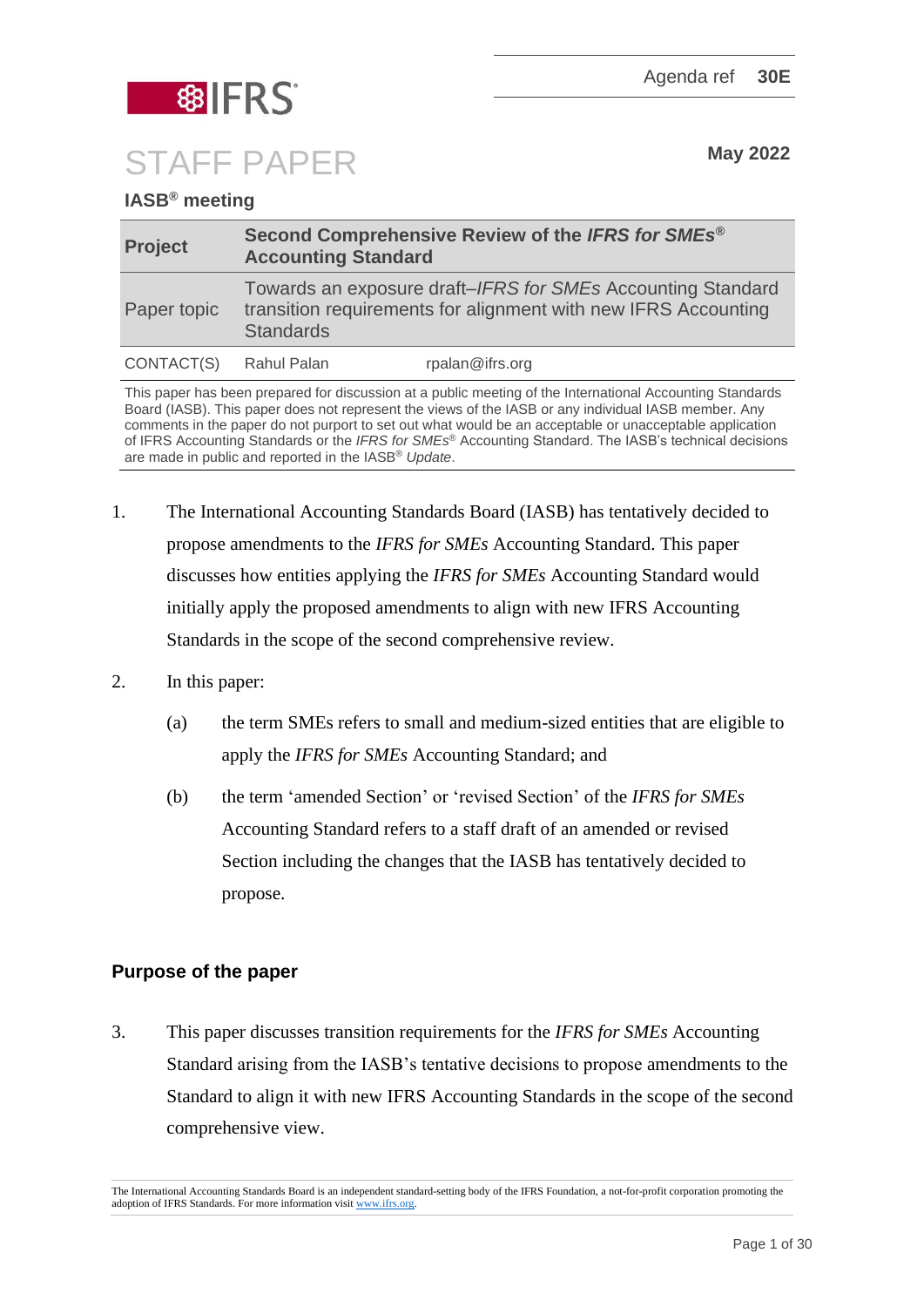Agenda ref **30E**

# STAFF PAPER

**May 2022**

**IASB® meeting**

| | |
|---|---|
| **Project** | **Second Comprehensive Review of the *IFRS for SMEs*® Accounting Standard** |
| Paper topic | Towards an exposure draft–*IFRS for SMEs* Accounting Standard transition requirements for alignment with new IFRS Accounting Standards |
| CONTACT(S) | Rahul Palan rpalan@ifrs.org |

This paper has been prepared for discussion at a public meeting of the International Accounting Standards Board (IASB). This paper does not represent the views of the IASB or any individual IASB member. Any comments in the paper do not purport to set out what would be an acceptable or unacceptable application of IFRS Accounting Standards or the *IFRS for SMEs*® Accounting Standard. The IASB's technical decisions are made in public and reported in the IASB® *Update*.

1. The International Accounting Standards Board (IASB) has tentatively decided to propose amendments to the *IFRS for SMEs* Accounting Standard. This paper discusses how entities applying the *IFRS for SMEs* Accounting Standard would initially apply the proposed amendments to align with new IFRS Accounting Standards in the scope of the second comprehensive review.

2. In this paper:

   (a) the term SMEs refers to small and medium-sized entities that are eligible to apply the *IFRS for SMEs* Accounting Standard; and

   (b) the term 'amended Section' or 'revised Section' of the *IFRS for SMEs* Accounting Standard refers to a staff draft of an amended or revised Section including the changes that the IASB has tentatively decided to propose.

## Purpose of the paper

3. This paper discusses transition requirements for the *IFRS for SMEs* Accounting Standard arising from the IASB's tentative decisions to propose amendments to the Standard to align it with new IFRS Accounting Standards in the scope of the second comprehensive view.

The International Accounting Standards Board is an independent standard-setting body of the IFRS Foundation, a not-for-profit corporation promoting the adoption of IFRS Standards. For more information visit www.ifrs.org.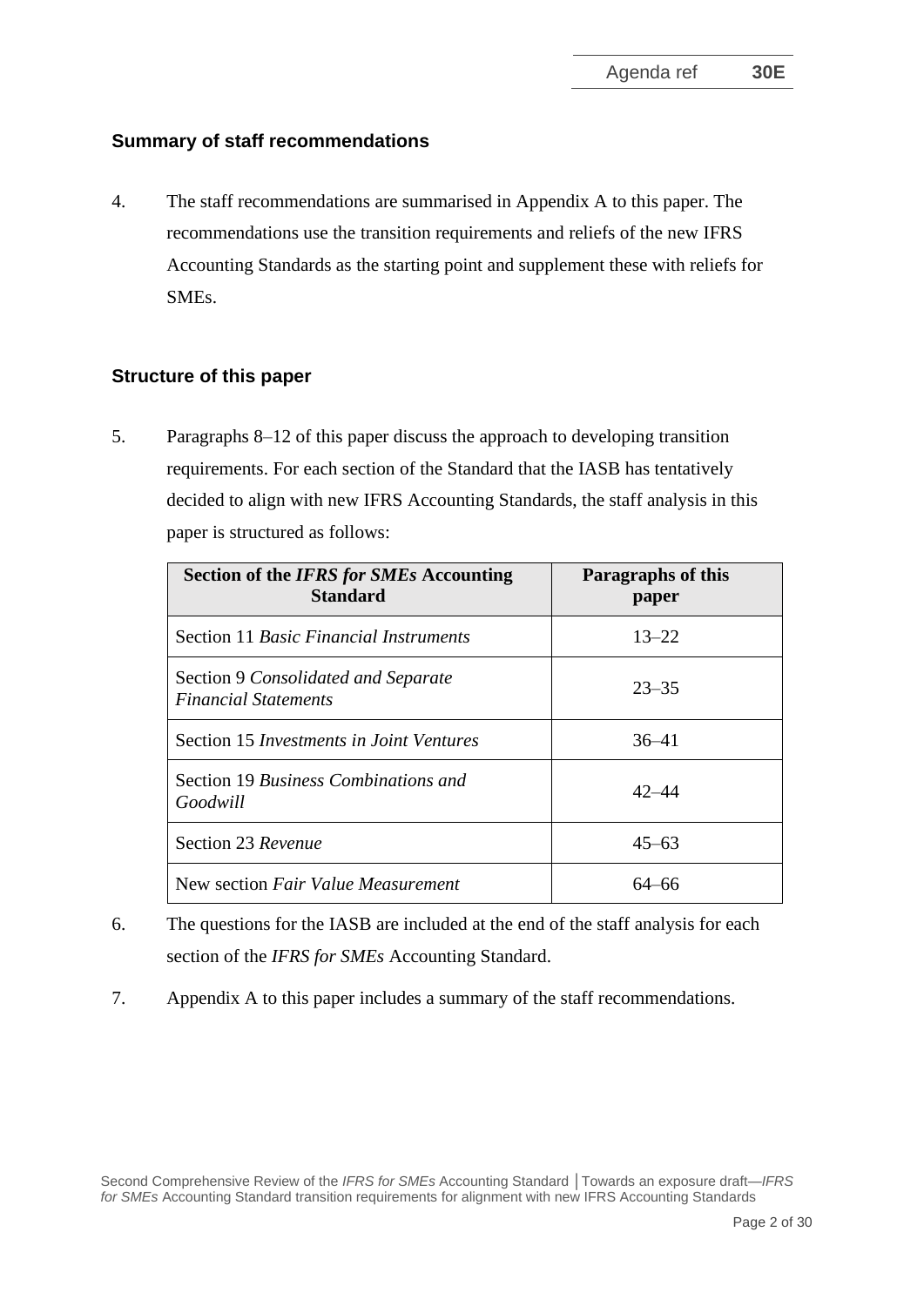## Summary of staff recommendations

4. The staff recommendations are summarised in Appendix A to this paper. The recommendations use the transition requirements and reliefs of the new IFRS Accounting Standards as the starting point and supplement these with reliefs for SMEs.

## Structure of this paper

5. Paragraphs 8–12 of this paper discuss the approach to developing transition requirements. For each section of the Standard that the IASB has tentatively decided to align with new IFRS Accounting Standards, the staff analysis in this paper is structured as follows:

| Section of the *IFRS for SMEs* Accounting Standard | Paragraphs of this paper |
|---|---|
| Section 11 *Basic Financial Instruments* | 13–22 |
| Section 9 *Consolidated and Separate Financial Statements* | 23–35 |
| Section 15 *Investments in Joint Ventures* | 36–41 |
| Section 19 *Business Combinations and Goodwill* | 42–44 |
| Section 23 *Revenue* | 45–63 |
| New section *Fair Value Measurement* | 64–66 |

6. The questions for the IASB are included at the end of the staff analysis for each section of the *IFRS for SMEs* Accounting Standard.

7. Appendix A to this paper includes a summary of the staff recommendations.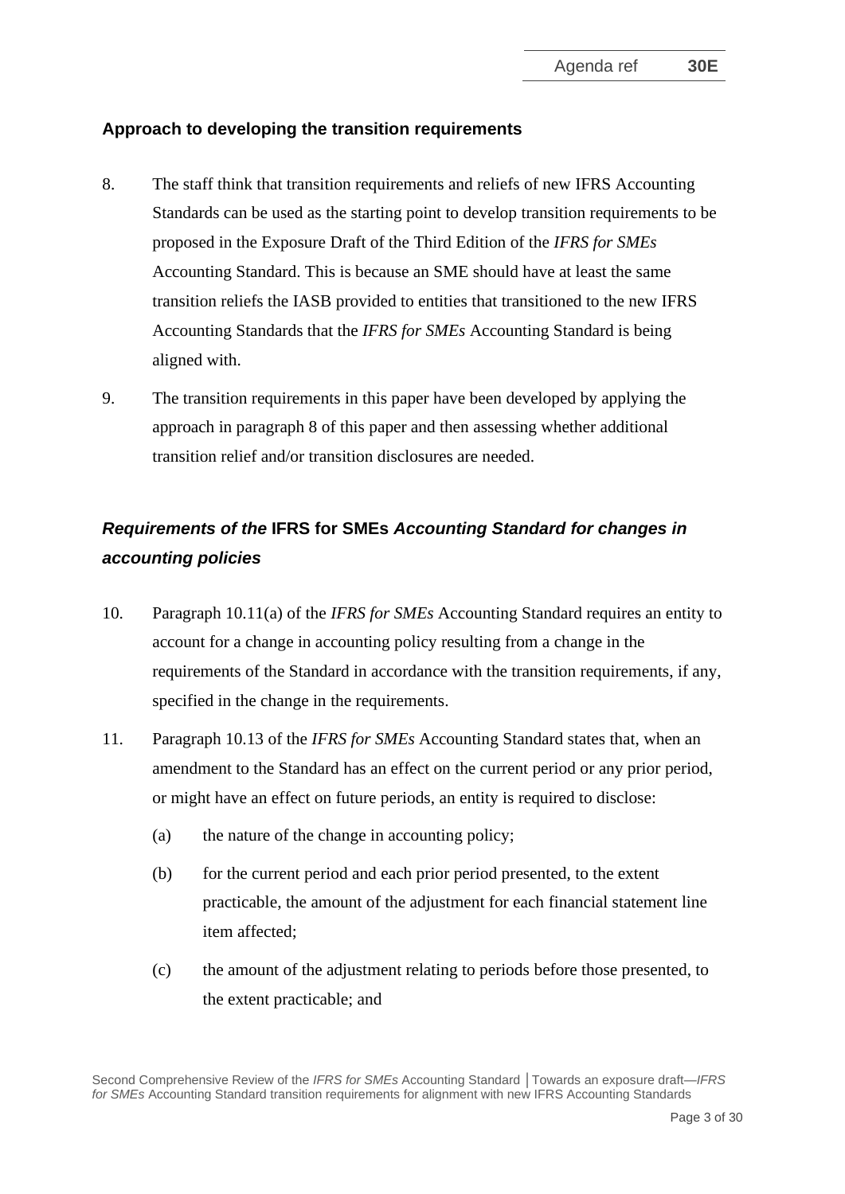## Approach to developing the transition requirements

8. The staff think that transition requirements and reliefs of new IFRS Accounting Standards can be used as the starting point to develop transition requirements to be proposed in the Exposure Draft of the Third Edition of the *IFRS for SMEs* Accounting Standard. This is because an SME should have at least the same transition reliefs the IASB provided to entities that transitioned to the new IFRS Accounting Standards that the *IFRS for SMEs* Accounting Standard is being aligned with.

9. The transition requirements in this paper have been developed by applying the approach in paragraph 8 of this paper and then assessing whether additional transition relief and/or transition disclosures are needed.

## *Requirements of the* IFRS for SMEs *Accounting Standard for changes in accounting policies*

10. Paragraph 10.11(a) of the *IFRS for SMEs* Accounting Standard requires an entity to account for a change in accounting policy resulting from a change in the requirements of the Standard in accordance with the transition requirements, if any, specified in the change in the requirements.

11. Paragraph 10.13 of the *IFRS for SMEs* Accounting Standard states that, when an amendment to the Standard has an effect on the current period or any prior period, or might have an effect on future periods, an entity is required to disclose:

    (a) the nature of the change in accounting policy;

    (b) for the current period and each prior period presented, to the extent practicable, the amount of the adjustment for each financial statement line item affected;

    (c) the amount of the adjustment relating to periods before those presented, to the extent practicable; and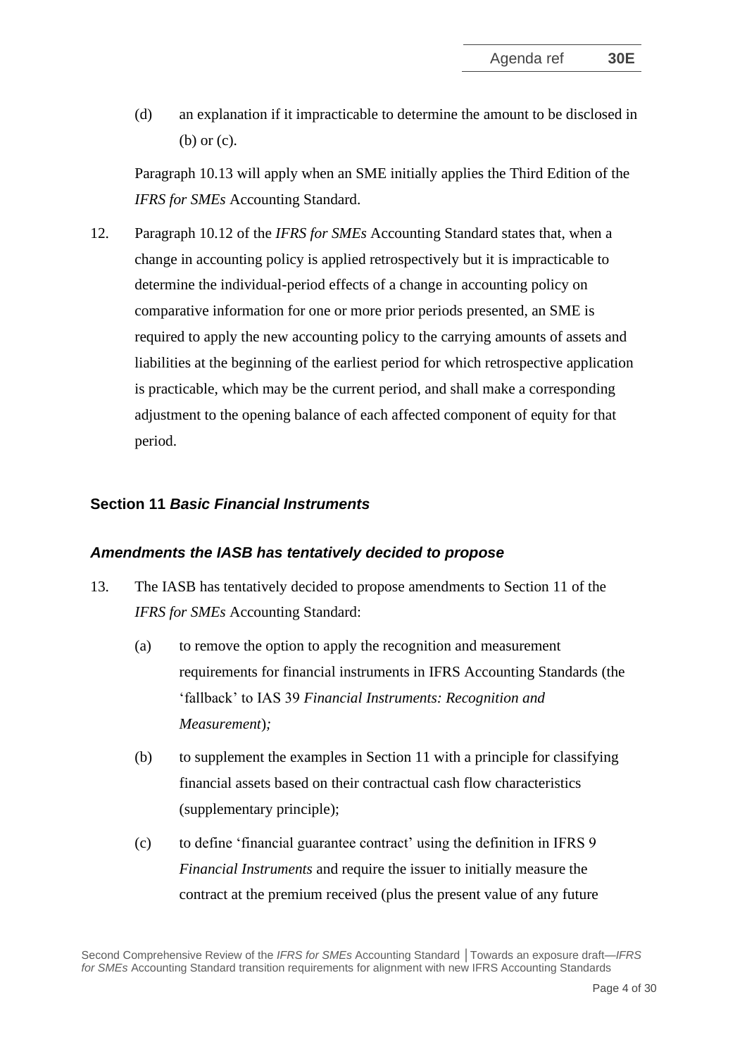(d) an explanation if it impracticable to determine the amount to be disclosed in (b) or (c).

Paragraph 10.13 will apply when an SME initially applies the Third Edition of the *IFRS for SMEs* Accounting Standard.

12. Paragraph 10.12 of the *IFRS for SMEs* Accounting Standard states that, when a change in accounting policy is applied retrospectively but it is impracticable to determine the individual-period effects of a change in accounting policy on comparative information for one or more prior periods presented, an SME is required to apply the new accounting policy to the carrying amounts of assets and liabilities at the beginning of the earliest period for which retrospective application is practicable, which may be the current period, and shall make a corresponding adjustment to the opening balance of each affected component of equity for that period.

## Section 11 *Basic Financial Instruments*

### *Amendments the IASB has tentatively decided to propose*

13. The IASB has tentatively decided to propose amendments to Section 11 of the *IFRS for SMEs* Accounting Standard:

    (a) to remove the option to apply the recognition and measurement requirements for financial instruments in IFRS Accounting Standards (the 'fallback' to IAS 39 *Financial Instruments: Recognition and Measurement*)*;*

    (b) to supplement the examples in Section 11 with a principle for classifying financial assets based on their contractual cash flow characteristics (supplementary principle);

    (c) to define 'financial guarantee contract' using the definition in IFRS 9 *Financial Instruments* and require the issuer to initially measure the contract at the premium received (plus the present value of any future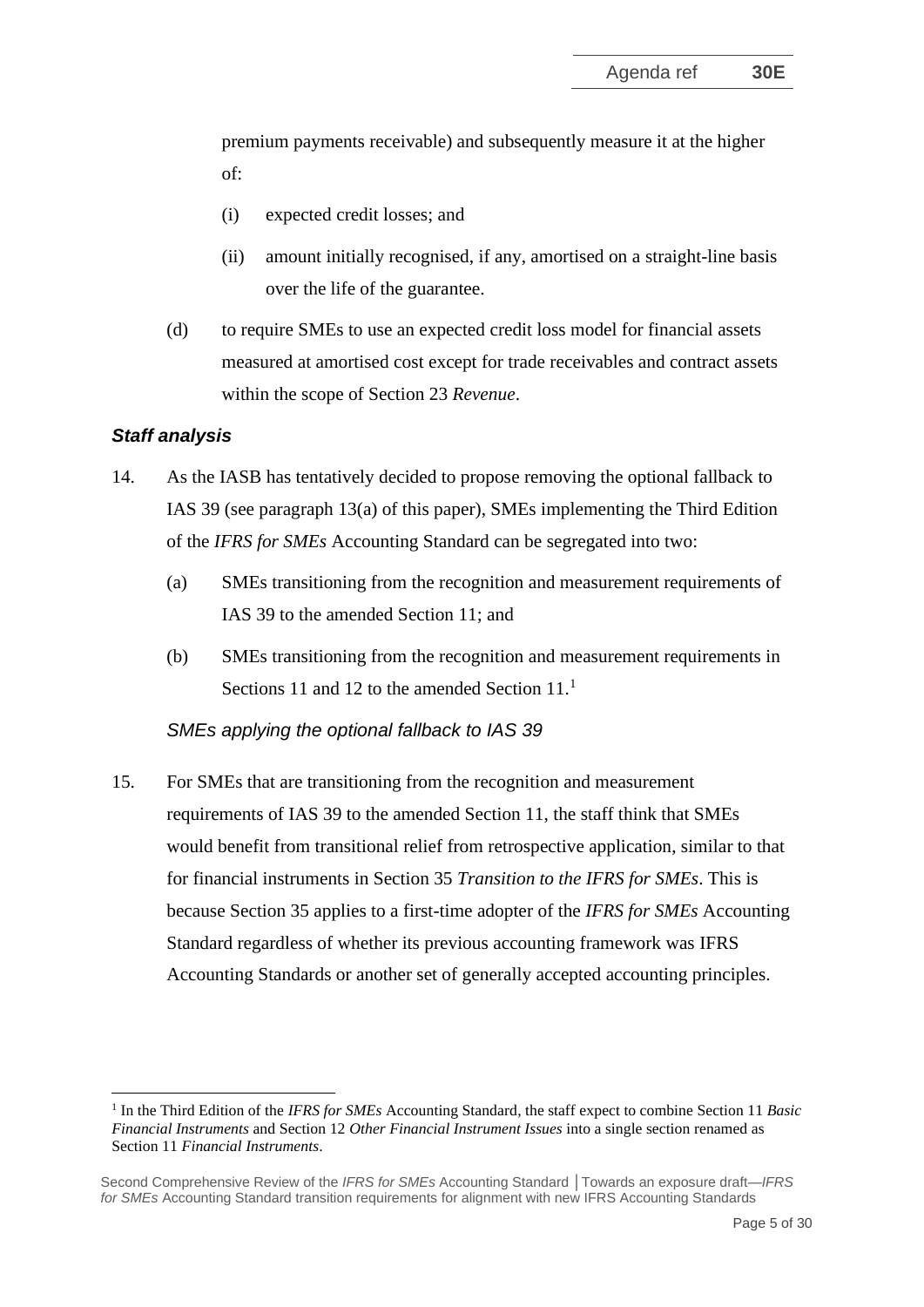premium payments receivable) and subsequently measure it at the higher of:

(i) expected credit losses; and

(ii) amount initially recognised, if any, amortised on a straight-line basis over the life of the guarantee.

(d) to require SMEs to use an expected credit loss model for financial assets measured at amortised cost except for trade receivables and contract assets within the scope of Section 23 *Revenue*.

### *Staff analysis*

14. As the IASB has tentatively decided to propose removing the optional fallback to IAS 39 (see paragraph 13(a) of this paper), SMEs implementing the Third Edition of the *IFRS for SMEs* Accounting Standard can be segregated into two:

   (a) SMEs transitioning from the recognition and measurement requirements of IAS 39 to the amended Section 11; and

   (b) SMEs transitioning from the recognition and measurement requirements in Sections 11 and 12 to the amended Section 11.[1]

#### *SMEs applying the optional fallback to IAS 39*

15. For SMEs that are transitioning from the recognition and measurement requirements of IAS 39 to the amended Section 11, the staff think that SMEs would benefit from transitional relief from retrospective application, similar to that for financial instruments in Section 35 *Transition to the IFRS for SMEs*. This is because Section 35 applies to a first-time adopter of the *IFRS for SMEs* Accounting Standard regardless of whether its previous accounting framework was IFRS Accounting Standards or another set of generally accepted accounting principles.

---

[1] In the Third Edition of the *IFRS for SMEs* Accounting Standard, the staff expect to combine Section 11 *Basic Financial Instruments* and Section 12 *Other Financial Instrument Issues* into a single section renamed as Section 11 *Financial Instruments*.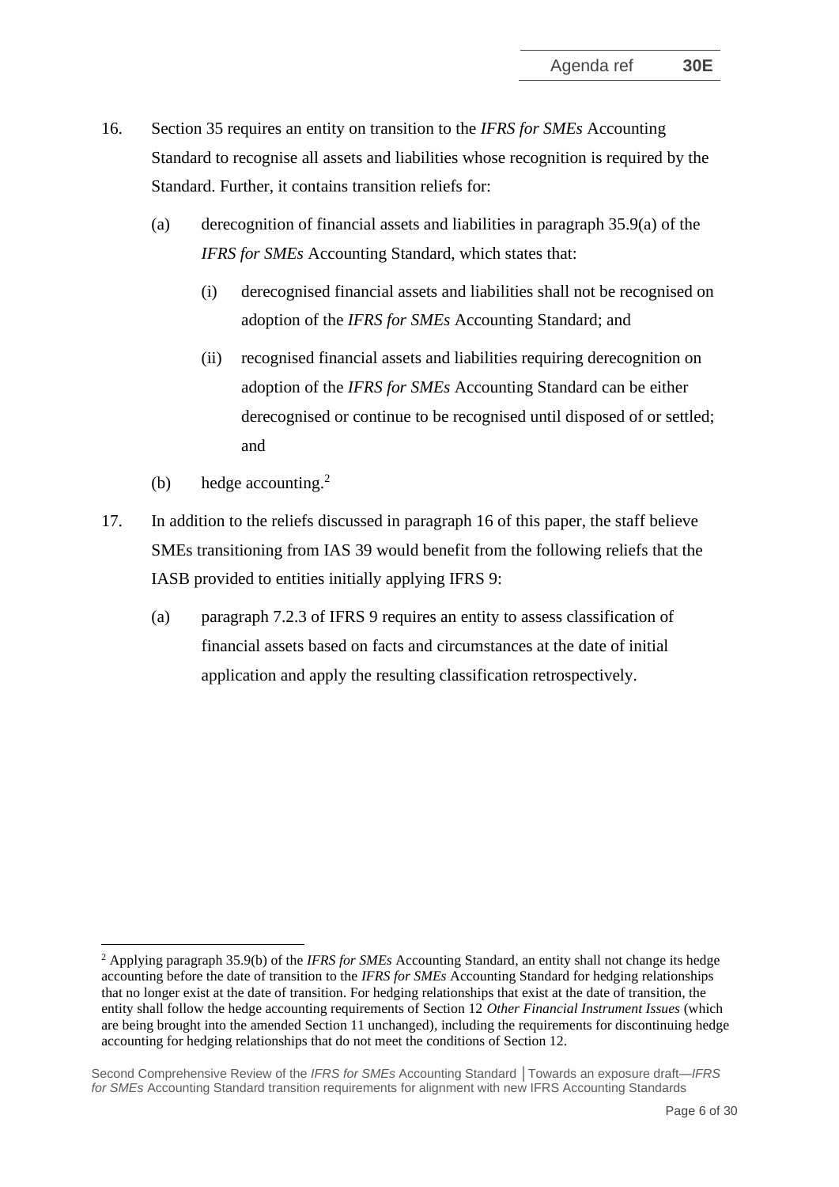16. Section 35 requires an entity on transition to the *IFRS for SMEs* Accounting Standard to recognise all assets and liabilities whose recognition is required by the Standard. Further, it contains transition reliefs for:

    (a) derecognition of financial assets and liabilities in paragraph 35.9(a) of the *IFRS for SMEs* Accounting Standard, which states that:

        (i) derecognised financial assets and liabilities shall not be recognised on adoption of the *IFRS for SMEs* Accounting Standard; and

        (ii) recognised financial assets and liabilities requiring derecognition on adoption of the *IFRS for SMEs* Accounting Standard can be either derecognised or continue to be recognised until disposed of or settled; and

    (b) hedge accounting.[2]

17. In addition to the reliefs discussed in paragraph 16 of this paper, the staff believe SMEs transitioning from IAS 39 would benefit from the following reliefs that the IASB provided to entities initially applying IFRS 9:

    (a) paragraph 7.2.3 of IFRS 9 requires an entity to assess classification of financial assets based on facts and circumstances at the date of initial application and apply the resulting classification retrospectively.

[2] Applying paragraph 35.9(b) of the *IFRS for SMEs* Accounting Standard, an entity shall not change its hedge accounting before the date of transition to the *IFRS for SMEs* Accounting Standard for hedging relationships that no longer exist at the date of transition. For hedging relationships that exist at the date of transition, the entity shall follow the hedge accounting requirements of Section 12 *Other Financial Instrument Issues* (which are being brought into the amended Section 11 unchanged), including the requirements for discontinuing hedge accounting for hedging relationships that do not meet the conditions of Section 12.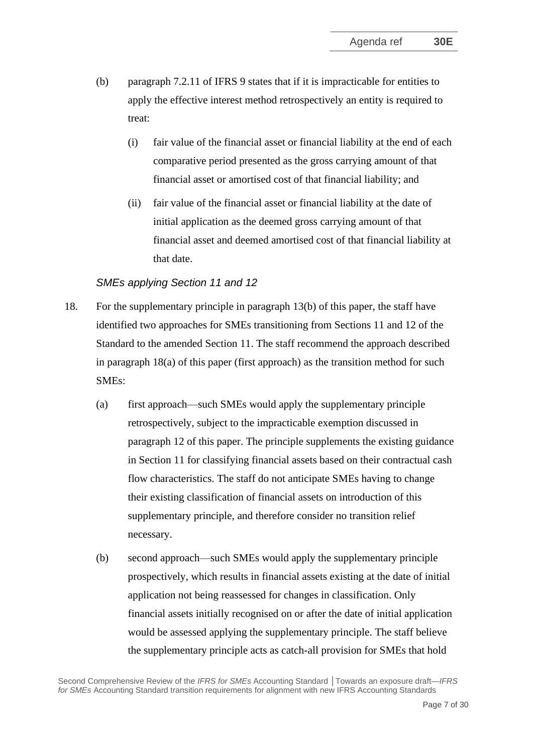(b) paragraph 7.2.11 of IFRS 9 states that if it is impracticable for entities to apply the effective interest method retrospectively an entity is required to treat:

    (i) fair value of the financial asset or financial liability at the end of each comparative period presented as the gross carrying amount of that financial asset or amortised cost of that financial liability; and

    (ii) fair value of the financial asset or financial liability at the date of initial application as the deemed gross carrying amount of that financial asset and deemed amortised cost of that financial liability at that date.

*SMEs applying Section 11 and 12*

18. For the supplementary principle in paragraph 13(b) of this paper, the staff have identified two approaches for SMEs transitioning from Sections 11 and 12 of the Standard to the amended Section 11. The staff recommend the approach described in paragraph 18(a) of this paper (first approach) as the transition method for such SMEs:

    (a) first approach—such SMEs would apply the supplementary principle retrospectively, subject to the impracticable exemption discussed in paragraph 12 of this paper. The principle supplements the existing guidance in Section 11 for classifying financial assets based on their contractual cash flow characteristics. The staff do not anticipate SMEs having to change their existing classification of financial assets on introduction of this supplementary principle, and therefore consider no transition relief necessary.

    (b) second approach—such SMEs would apply the supplementary principle prospectively, which results in financial assets existing at the date of initial application not being reassessed for changes in classification. Only financial assets initially recognised on or after the date of initial application would be assessed applying the supplementary principle. The staff believe the supplementary principle acts as catch-all provision for SMEs that hold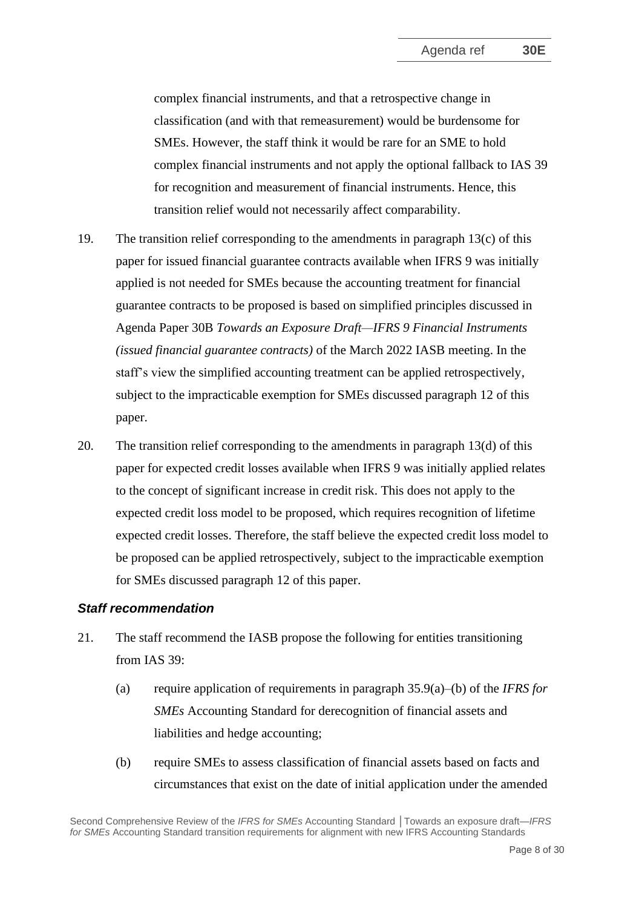complex financial instruments, and that a retrospective change in classification (and with that remeasurement) would be burdensome for SMEs. However, the staff think it would be rare for an SME to hold complex financial instruments and not apply the optional fallback to IAS 39 for recognition and measurement of financial instruments. Hence, this transition relief would not necessarily affect comparability.

19. The transition relief corresponding to the amendments in paragraph 13(c) of this paper for issued financial guarantee contracts available when IFRS 9 was initially applied is not needed for SMEs because the accounting treatment for financial guarantee contracts to be proposed is based on simplified principles discussed in Agenda Paper 30B *Towards an Exposure Draft—IFRS 9 Financial Instruments (issued financial guarantee contracts)* of the March 2022 IASB meeting. In the staff's view the simplified accounting treatment can be applied retrospectively, subject to the impracticable exemption for SMEs discussed paragraph 12 of this paper.

20. The transition relief corresponding to the amendments in paragraph 13(d) of this paper for expected credit losses available when IFRS 9 was initially applied relates to the concept of significant increase in credit risk. This does not apply to the expected credit loss model to be proposed, which requires recognition of lifetime expected credit losses. Therefore, the staff believe the expected credit loss model to be proposed can be applied retrospectively, subject to the impracticable exemption for SMEs discussed paragraph 12 of this paper.

### *Staff recommendation*

21. The staff recommend the IASB propose the following for entities transitioning from IAS 39:

    (a) require application of requirements in paragraph 35.9(a)–(b) of the *IFRS for SMEs* Accounting Standard for derecognition of financial assets and liabilities and hedge accounting;

    (b) require SMEs to assess classification of financial assets based on facts and circumstances that exist on the date of initial application under the amended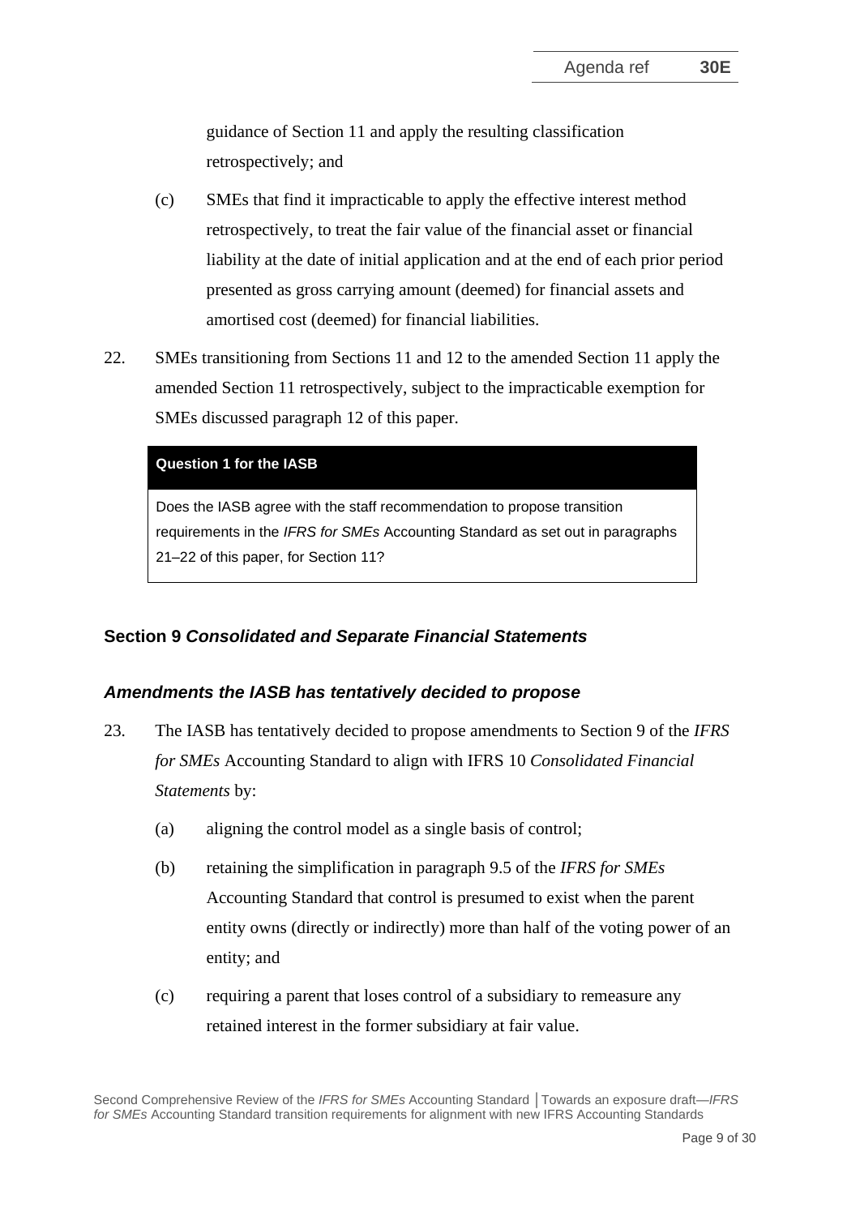guidance of Section 11 and apply the resulting classification retrospectively; and

(c) SMEs that find it impracticable to apply the effective interest method retrospectively, to treat the fair value of the financial asset or financial liability at the date of initial application and at the end of each prior period presented as gross carrying amount (deemed) for financial assets and amortised cost (deemed) for financial liabilities.

22. SMEs transitioning from Sections 11 and 12 to the amended Section 11 apply the amended Section 11 retrospectively, subject to the impracticable exemption for SMEs discussed paragraph 12 of this paper.

| **Question 1 for the IASB** |
| --- |
| Does the IASB agree with the staff recommendation to propose transition requirements in the *IFRS for SMEs* Accounting Standard as set out in paragraphs 21–22 of this paper, for Section 11? |

## Section 9 *Consolidated and Separate Financial Statements*

### *Amendments the IASB has tentatively decided to propose*

23. The IASB has tentatively decided to propose amendments to Section 9 of the *IFRS for SMEs* Accounting Standard to align with IFRS 10 *Consolidated Financial Statements* by:

    (a) aligning the control model as a single basis of control;

    (b) retaining the simplification in paragraph 9.5 of the *IFRS for SMEs* Accounting Standard that control is presumed to exist when the parent entity owns (directly or indirectly) more than half of the voting power of an entity; and

    (c) requiring a parent that loses control of a subsidiary to remeasure any retained interest in the former subsidiary at fair value.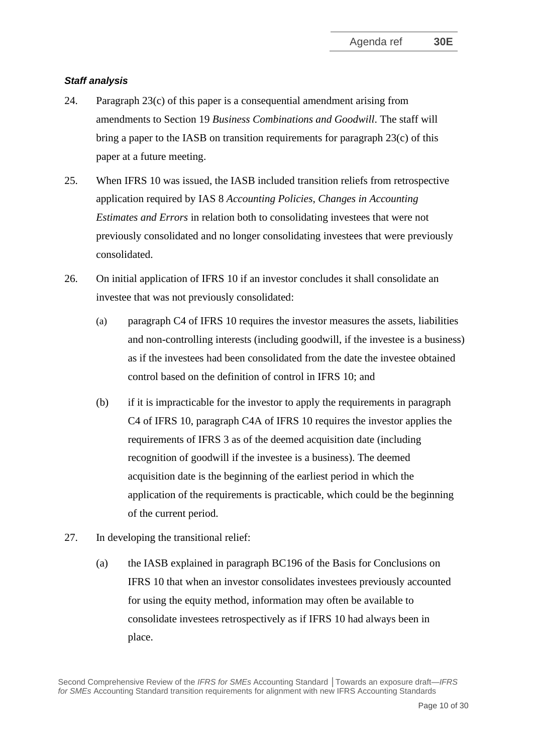***Staff analysis***

24. Paragraph 23(c) of this paper is a consequential amendment arising from amendments to Section 19 *Business Combinations and Goodwill*. The staff will bring a paper to the IASB on transition requirements for paragraph 23(c) of this paper at a future meeting.

25. When IFRS 10 was issued, the IASB included transition reliefs from retrospective application required by IAS 8 *Accounting Policies, Changes in Accounting Estimates and Errors* in relation both to consolidating investees that were not previously consolidated and no longer consolidating investees that were previously consolidated.

26. On initial application of IFRS 10 if an investor concludes it shall consolidate an investee that was not previously consolidated:

    (a) paragraph C4 of IFRS 10 requires the investor measures the assets, liabilities and non-controlling interests (including goodwill, if the investee is a business) as if the investees had been consolidated from the date the investee obtained control based on the definition of control in IFRS 10; and

    (b) if it is impracticable for the investor to apply the requirements in paragraph C4 of IFRS 10, paragraph C4A of IFRS 10 requires the investor applies the requirements of IFRS 3 as of the deemed acquisition date (including recognition of goodwill if the investee is a business). The deemed acquisition date is the beginning of the earliest period in which the application of the requirements is practicable, which could be the beginning of the current period.

27. In developing the transitional relief:

    (a) the IASB explained in paragraph BC196 of the Basis for Conclusions on IFRS 10 that when an investor consolidates investees previously accounted for using the equity method, information may often be available to consolidate investees retrospectively as if IFRS 10 had always been in place.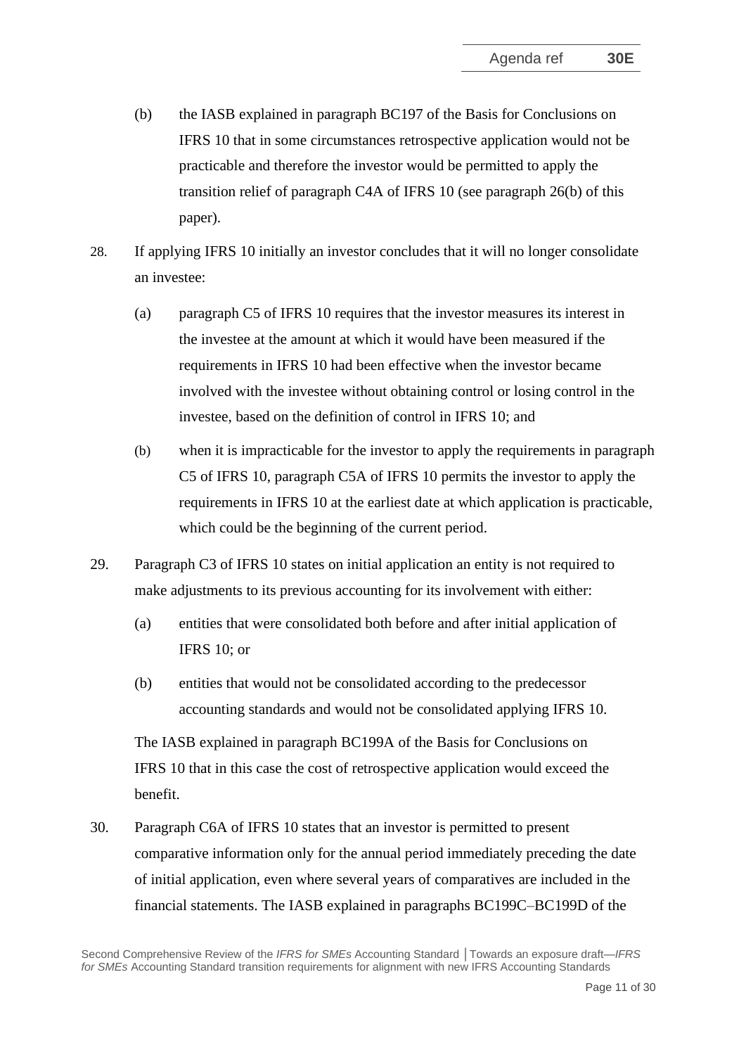(b) the IASB explained in paragraph BC197 of the Basis for Conclusions on IFRS 10 that in some circumstances retrospective application would not be practicable and therefore the investor would be permitted to apply the transition relief of paragraph C4A of IFRS 10 (see paragraph 26(b) of this paper).

28. If applying IFRS 10 initially an investor concludes that it will no longer consolidate an investee:

    (a) paragraph C5 of IFRS 10 requires that the investor measures its interest in the investee at the amount at which it would have been measured if the requirements in IFRS 10 had been effective when the investor became involved with the investee without obtaining control or losing control in the investee, based on the definition of control in IFRS 10; and

    (b) when it is impracticable for the investor to apply the requirements in paragraph C5 of IFRS 10, paragraph C5A of IFRS 10 permits the investor to apply the requirements in IFRS 10 at the earliest date at which application is practicable, which could be the beginning of the current period.

29. Paragraph C3 of IFRS 10 states on initial application an entity is not required to make adjustments to its previous accounting for its involvement with either:

    (a) entities that were consolidated both before and after initial application of IFRS 10; or

    (b) entities that would not be consolidated according to the predecessor accounting standards and would not be consolidated applying IFRS 10.

    The IASB explained in paragraph BC199A of the Basis for Conclusions on IFRS 10 that in this case the cost of retrospective application would exceed the benefit.

30. Paragraph C6A of IFRS 10 states that an investor is permitted to present comparative information only for the annual period immediately preceding the date of initial application, even where several years of comparatives are included in the financial statements. The IASB explained in paragraphs BC199C–BC199D of the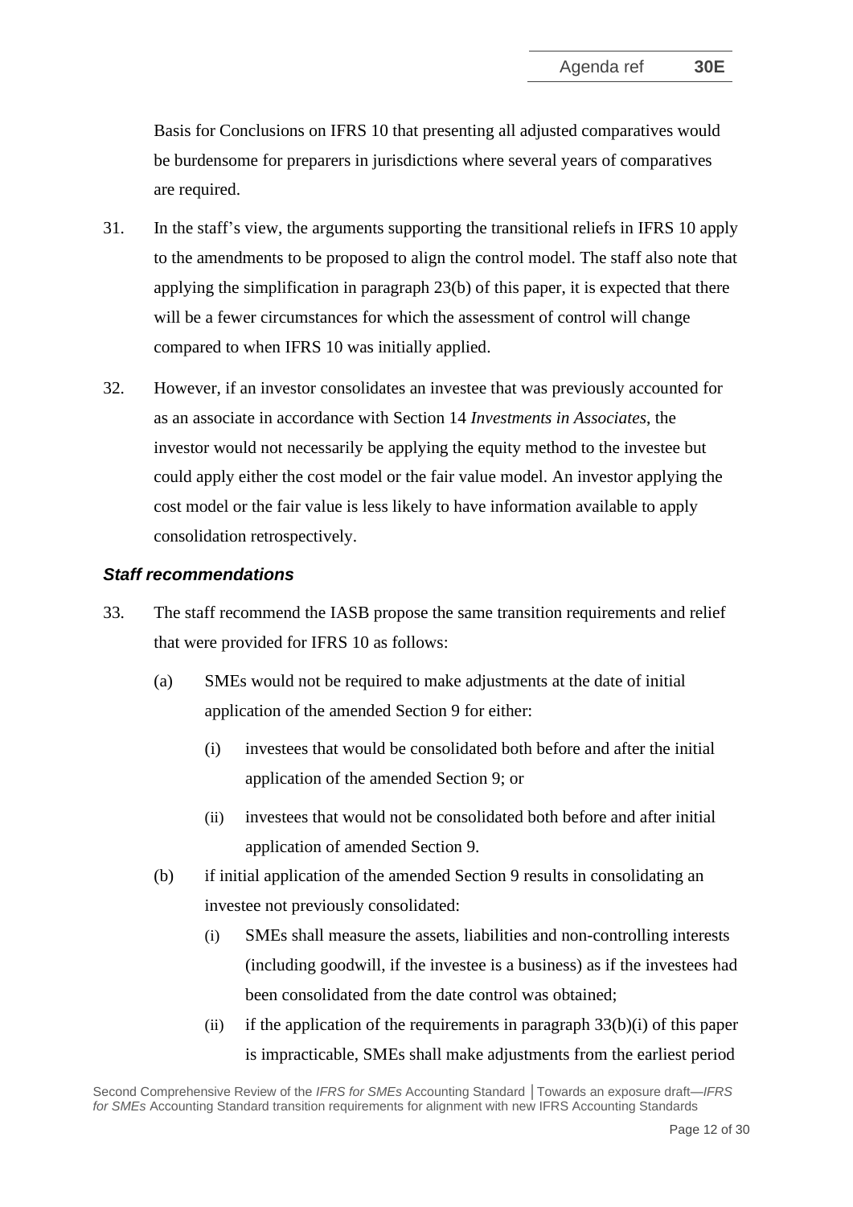Basis for Conclusions on IFRS 10 that presenting all adjusted comparatives would be burdensome for preparers in jurisdictions where several years of comparatives are required.

31. In the staff's view, the arguments supporting the transitional reliefs in IFRS 10 apply to the amendments to be proposed to align the control model. The staff also note that applying the simplification in paragraph 23(b) of this paper, it is expected that there will be a fewer circumstances for which the assessment of control will change compared to when IFRS 10 was initially applied.

32. However, if an investor consolidates an investee that was previously accounted for as an associate in accordance with Section 14 *Investments in Associates*, the investor would not necessarily be applying the equity method to the investee but could apply either the cost model or the fair value model. An investor applying the cost model or the fair value is less likely to have information available to apply consolidation retrospectively.

### *Staff recommendations*

33. The staff recommend the IASB propose the same transition requirements and relief that were provided for IFRS 10 as follows:

    (a) SMEs would not be required to make adjustments at the date of initial application of the amended Section 9 for either:

        (i) investees that would be consolidated both before and after the initial application of the amended Section 9; or

        (ii) investees that would not be consolidated both before and after initial application of amended Section 9.

    (b) if initial application of the amended Section 9 results in consolidating an investee not previously consolidated:

        (i) SMEs shall measure the assets, liabilities and non-controlling interests (including goodwill, if the investee is a business) as if the investees had been consolidated from the date control was obtained;

        (ii) if the application of the requirements in paragraph 33(b)(i) of this paper is impracticable, SMEs shall make adjustments from the earliest period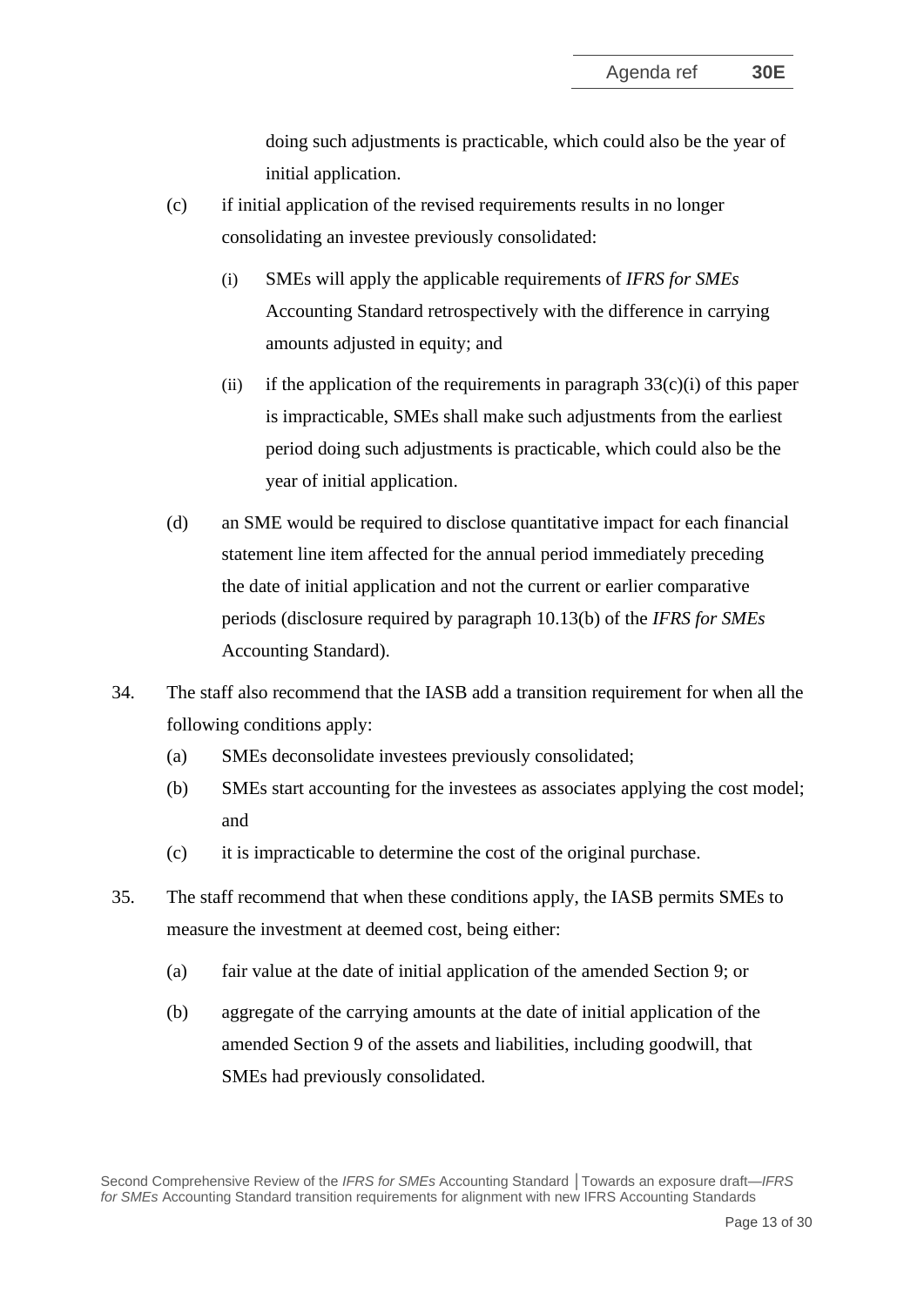doing such adjustments is practicable, which could also be the year of initial application.

(c) if initial application of the revised requirements results in no longer consolidating an investee previously consolidated:

(i) SMEs will apply the applicable requirements of *IFRS for SMEs* Accounting Standard retrospectively with the difference in carrying amounts adjusted in equity; and

(ii) if the application of the requirements in paragraph 33(c)(i) of this paper is impracticable, SMEs shall make such adjustments from the earliest period doing such adjustments is practicable, which could also be the year of initial application.

(d) an SME would be required to disclose quantitative impact for each financial statement line item affected for the annual period immediately preceding the date of initial application and not the current or earlier comparative periods (disclosure required by paragraph 10.13(b) of the *IFRS for SMEs* Accounting Standard).

34. The staff also recommend that the IASB add a transition requirement for when all the following conditions apply:

(a) SMEs deconsolidate investees previously consolidated;

(b) SMEs start accounting for the investees as associates applying the cost model; and

(c) it is impracticable to determine the cost of the original purchase.

35. The staff recommend that when these conditions apply, the IASB permits SMEs to measure the investment at deemed cost, being either:

(a) fair value at the date of initial application of the amended Section 9; or

(b) aggregate of the carrying amounts at the date of initial application of the amended Section 9 of the assets and liabilities, including goodwill, that SMEs had previously consolidated.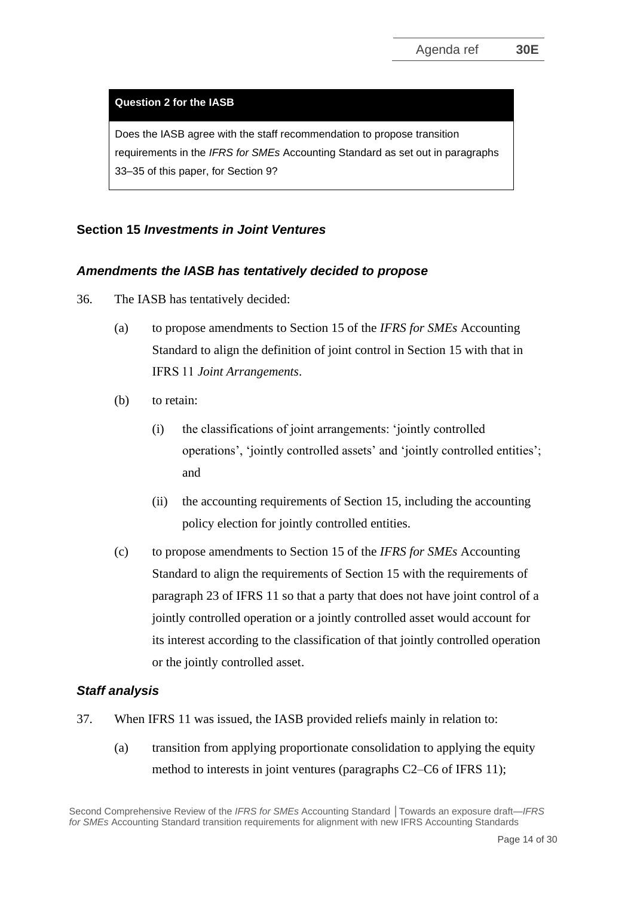**Question 2 for the IASB**

Does the IASB agree with the staff recommendation to propose transition requirements in the *IFRS for SMEs* Accounting Standard as set out in paragraphs 33–35 of this paper, for Section 9?

## Section 15 *Investments in Joint Ventures*

### *Amendments the IASB has tentatively decided to propose*

36. The IASB has tentatively decided:

    (a) to propose amendments to Section 15 of the *IFRS for SMEs* Accounting Standard to align the definition of joint control in Section 15 with that in IFRS 11 *Joint Arrangements*.

    (b) to retain:

        (i) the classifications of joint arrangements: 'jointly controlled operations', 'jointly controlled assets' and 'jointly controlled entities'; and

        (ii) the accounting requirements of Section 15, including the accounting policy election for jointly controlled entities.

    (c) to propose amendments to Section 15 of the *IFRS for SMEs* Accounting Standard to align the requirements of Section 15 with the requirements of paragraph 23 of IFRS 11 so that a party that does not have joint control of a jointly controlled operation or a jointly controlled asset would account for its interest according to the classification of that jointly controlled operation or the jointly controlled asset.

### *Staff analysis*

37. When IFRS 11 was issued, the IASB provided reliefs mainly in relation to:

    (a) transition from applying proportionate consolidation to applying the equity method to interests in joint ventures (paragraphs C2–C6 of IFRS 11);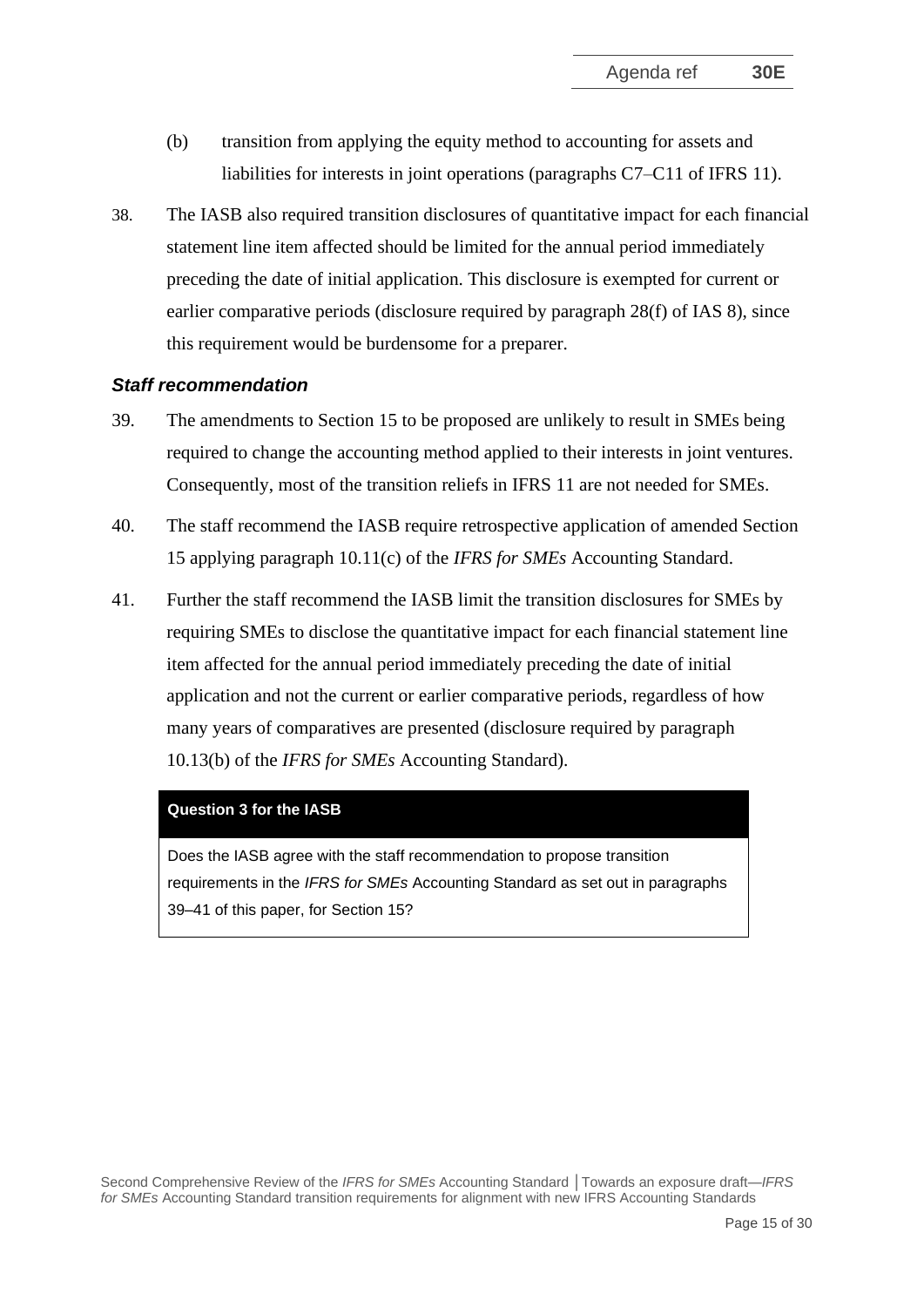(b) transition from applying the equity method to accounting for assets and liabilities for interests in joint operations (paragraphs C7–C11 of IFRS 11).

38. The IASB also required transition disclosures of quantitative impact for each financial statement line item affected should be limited for the annual period immediately preceding the date of initial application. This disclosure is exempted for current or earlier comparative periods (disclosure required by paragraph 28(f) of IAS 8), since this requirement would be burdensome for a preparer.

### *Staff recommendation*

39. The amendments to Section 15 to be proposed are unlikely to result in SMEs being required to change the accounting method applied to their interests in joint ventures. Consequently, most of the transition reliefs in IFRS 11 are not needed for SMEs.

40. The staff recommend the IASB require retrospective application of amended Section 15 applying paragraph 10.11(c) of the *IFRS for SMEs* Accounting Standard.

41. Further the staff recommend the IASB limit the transition disclosures for SMEs by requiring SMEs to disclose the quantitative impact for each financial statement line item affected for the annual period immediately preceding the date of initial application and not the current or earlier comparative periods, regardless of how many years of comparatives are presented (disclosure required by paragraph 10.13(b) of the *IFRS for SMEs* Accounting Standard).

**Question 3 for the IASB**

Does the IASB agree with the staff recommendation to propose transition requirements in the *IFRS for SMEs* Accounting Standard as set out in paragraphs 39–41 of this paper, for Section 15?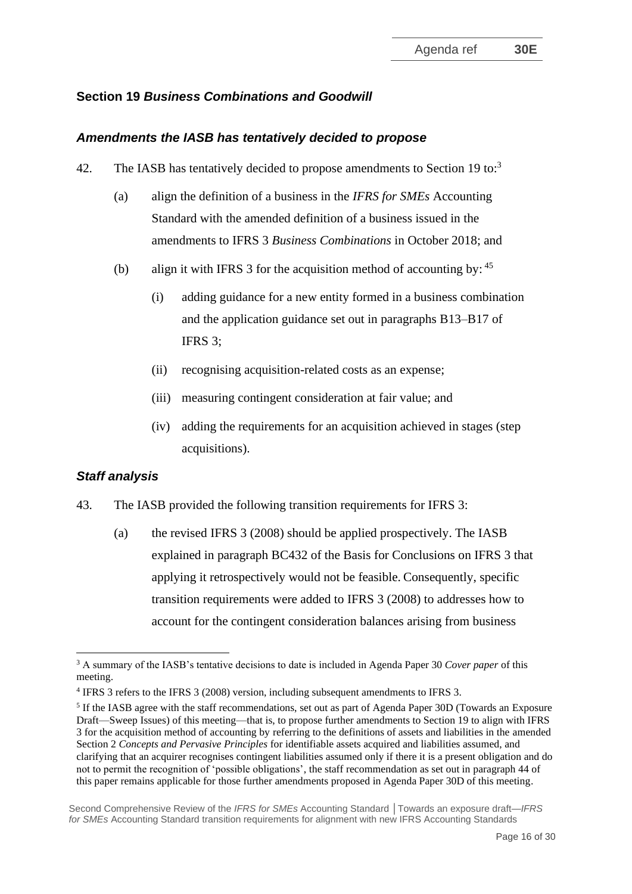### Section 19 *Business Combinations and Goodwill*

#### *Amendments the IASB has tentatively decided to propose*

42. The IASB has tentatively decided to propose amendments to Section 19 to:[3]

    (a) align the definition of a business in the *IFRS for SMEs* Accounting Standard with the amended definition of a business issued in the amendments to IFRS 3 *Business Combinations* in October 2018; and

    (b) align it with IFRS 3 for the acquisition method of accounting by: [4][5]

        (i) adding guidance for a new entity formed in a business combination and the application guidance set out in paragraphs B13–B17 of IFRS 3;

        (ii) recognising acquisition-related costs as an expense;

        (iii) measuring contingent consideration at fair value; and

        (iv) adding the requirements for an acquisition achieved in stages (step acquisitions).

#### *Staff analysis*

43. The IASB provided the following transition requirements for IFRS 3:

    (a) the revised IFRS 3 (2008) should be applied prospectively. The IASB explained in paragraph BC432 of the Basis for Conclusions on IFRS 3 that applying it retrospectively would not be feasible. Consequently, specific transition requirements were added to IFRS 3 (2008) to addresses how to account for the contingent consideration balances arising from business

---

[3] A summary of the IASB's tentative decisions to date is included in Agenda Paper 30 *Cover paper* of this meeting.

[4] IFRS 3 refers to the IFRS 3 (2008) version, including subsequent amendments to IFRS 3.

[5] If the IASB agree with the staff recommendations, set out as part of Agenda Paper 30D (Towards an Exposure Draft—Sweep Issues) of this meeting—that is, to propose further amendments to Section 19 to align with IFRS 3 for the acquisition method of accounting by referring to the definitions of assets and liabilities in the amended Section 2 *Concepts and Pervasive Principles* for identifiable assets acquired and liabilities assumed, and clarifying that an acquirer recognises contingent liabilities assumed only if there it is a present obligation and do not to permit the recognition of 'possible obligations', the staff recommendation as set out in paragraph 44 of this paper remains applicable for those further amendments proposed in Agenda Paper 30D of this meeting.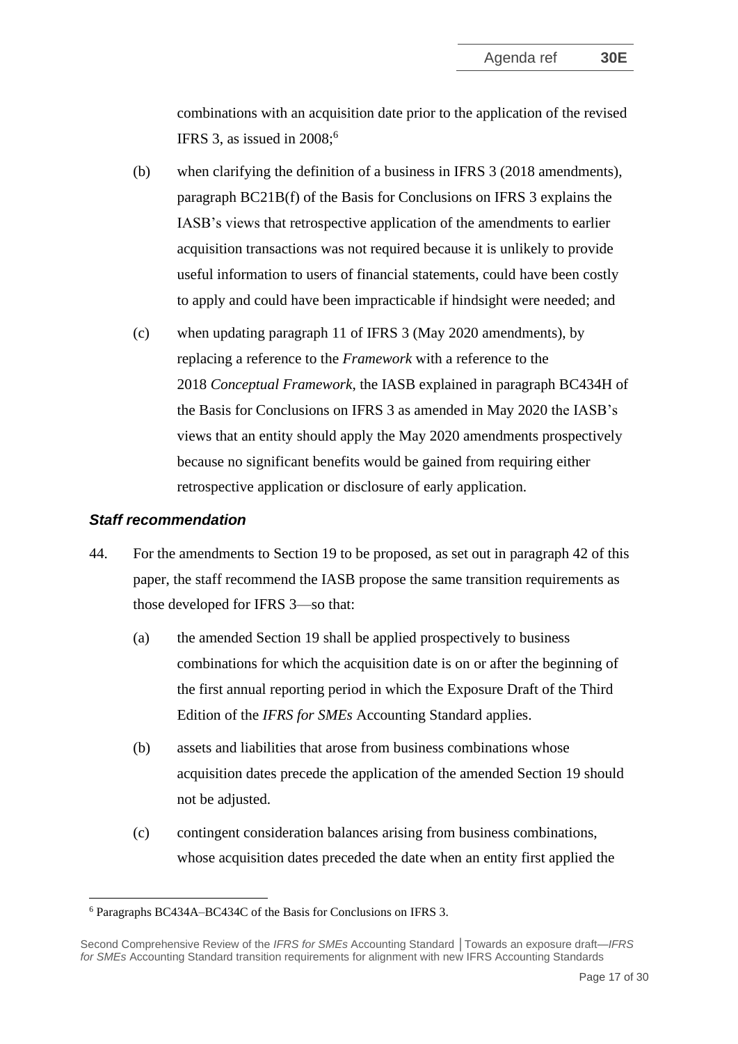combinations with an acquisition date prior to the application of the revised IFRS 3, as issued in 2008;[6]

(b) when clarifying the definition of a business in IFRS 3 (2018 amendments), paragraph BC21B(f) of the Basis for Conclusions on IFRS 3 explains the IASB's views that retrospective application of the amendments to earlier acquisition transactions was not required because it is unlikely to provide useful information to users of financial statements, could have been costly to apply and could have been impracticable if hindsight were needed; and

(c) when updating paragraph 11 of IFRS 3 (May 2020 amendments), by replacing a reference to the *Framework* with a reference to the 2018 *Conceptual Framework*, the IASB explained in paragraph BC434H of the Basis for Conclusions on IFRS 3 as amended in May 2020 the IASB's views that an entity should apply the May 2020 amendments prospectively because no significant benefits would be gained from requiring either retrospective application or disclosure of early application.

### *Staff recommendation*

44. For the amendments to Section 19 to be proposed, as set out in paragraph 42 of this paper, the staff recommend the IASB propose the same transition requirements as those developed for IFRS 3—so that:

   (a) the amended Section 19 shall be applied prospectively to business combinations for which the acquisition date is on or after the beginning of the first annual reporting period in which the Exposure Draft of the Third Edition of the *IFRS for SMEs* Accounting Standard applies.

   (b) assets and liabilities that arose from business combinations whose acquisition dates precede the application of the amended Section 19 should not be adjusted.

   (c) contingent consideration balances arising from business combinations, whose acquisition dates preceded the date when an entity first applied the

[6] Paragraphs BC434A–BC434C of the Basis for Conclusions on IFRS 3.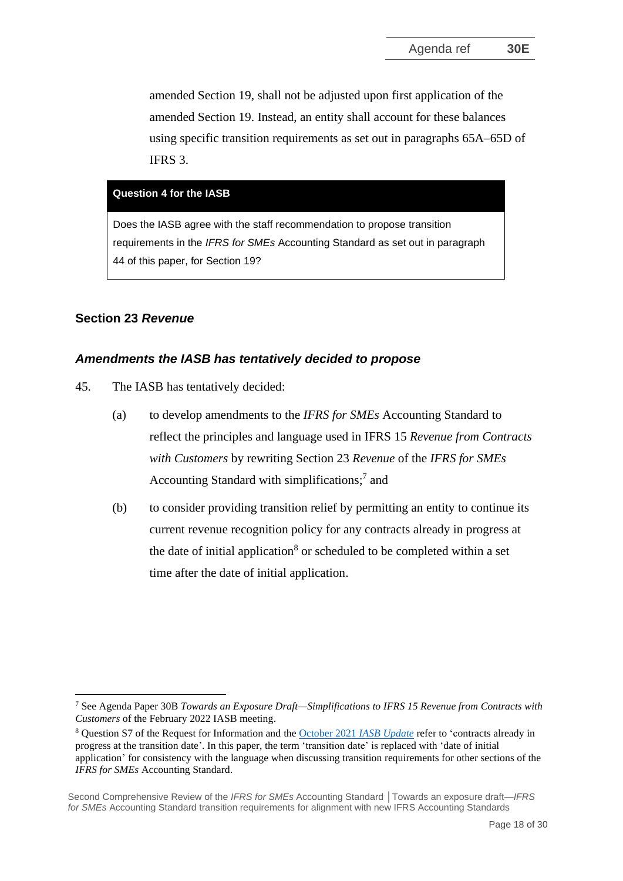amended Section 19, shall not be adjusted upon first application of the amended Section 19. Instead, an entity shall account for these balances using specific transition requirements as set out in paragraphs 65A–65D of IFRS 3.

| **Question 4 for the IASB** |
| --- |
| Does the IASB agree with the staff recommendation to propose transition requirements in the *IFRS for SMEs* Accounting Standard as set out in paragraph 44 of this paper, for Section 19? |

## Section 23 *Revenue*

### *Amendments the IASB has tentatively decided to propose*

45. The IASB has tentatively decided:

    (a) to develop amendments to the *IFRS for SMEs* Accounting Standard to reflect the principles and language used in IFRS 15 *Revenue from Contracts with Customers* by rewriting Section 23 *Revenue* of the *IFRS for SMEs* Accounting Standard with simplifications;[7] and

    (b) to consider providing transition relief by permitting an entity to continue its current revenue recognition policy for any contracts already in progress at the date of initial application[8] or scheduled to be completed within a set time after the date of initial application.

---

[7] See Agenda Paper 30B *Towards an Exposure Draft—Simplifications to IFRS 15 Revenue from Contracts with Customers* of the February 2022 IASB meeting.

[8] Question S7 of the Request for Information and the October 2021 *IASB Update* refer to 'contracts already in progress at the transition date'. In this paper, the term 'transition date' is replaced with 'date of initial application' for consistency with the language when discussing transition requirements for other sections of the *IFRS for SMEs* Accounting Standard.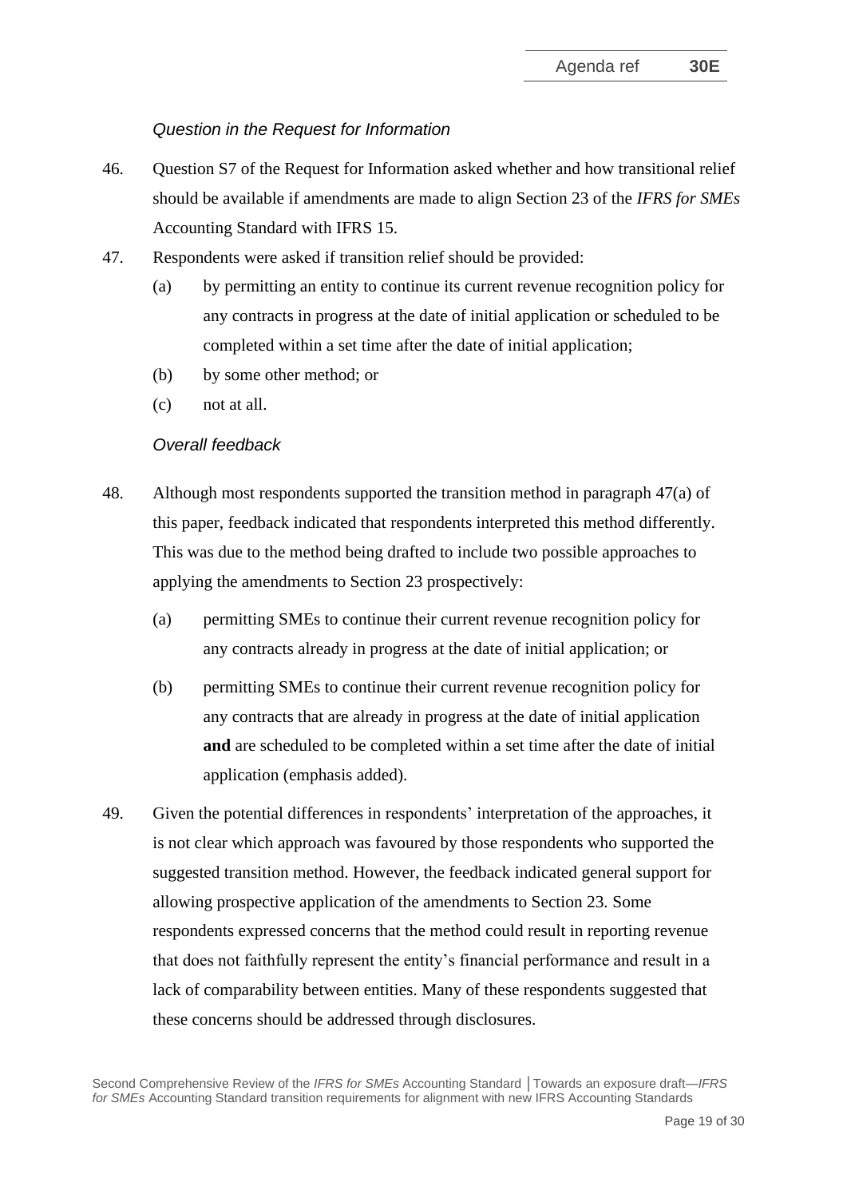*Question in the Request for Information*

46. Question S7 of the Request for Information asked whether and how transitional relief should be available if amendments are made to align Section 23 of the *IFRS for SMEs* Accounting Standard with IFRS 15.

47. Respondents were asked if transition relief should be provided:

    (a) by permitting an entity to continue its current revenue recognition policy for any contracts in progress at the date of initial application or scheduled to be completed within a set time after the date of initial application;

    (b) by some other method; or

    (c) not at all.

*Overall feedback*

48. Although most respondents supported the transition method in paragraph 47(a) of this paper, feedback indicated that respondents interpreted this method differently. This was due to the method being drafted to include two possible approaches to applying the amendments to Section 23 prospectively:

    (a) permitting SMEs to continue their current revenue recognition policy for any contracts already in progress at the date of initial application; or

    (b) permitting SMEs to continue their current revenue recognition policy for any contracts that are already in progress at the date of initial application **and** are scheduled to be completed within a set time after the date of initial application (emphasis added).

49. Given the potential differences in respondents' interpretation of the approaches, it is not clear which approach was favoured by those respondents who supported the suggested transition method. However, the feedback indicated general support for allowing prospective application of the amendments to Section 23. Some respondents expressed concerns that the method could result in reporting revenue that does not faithfully represent the entity's financial performance and result in a lack of comparability between entities. Many of these respondents suggested that these concerns should be addressed through disclosures.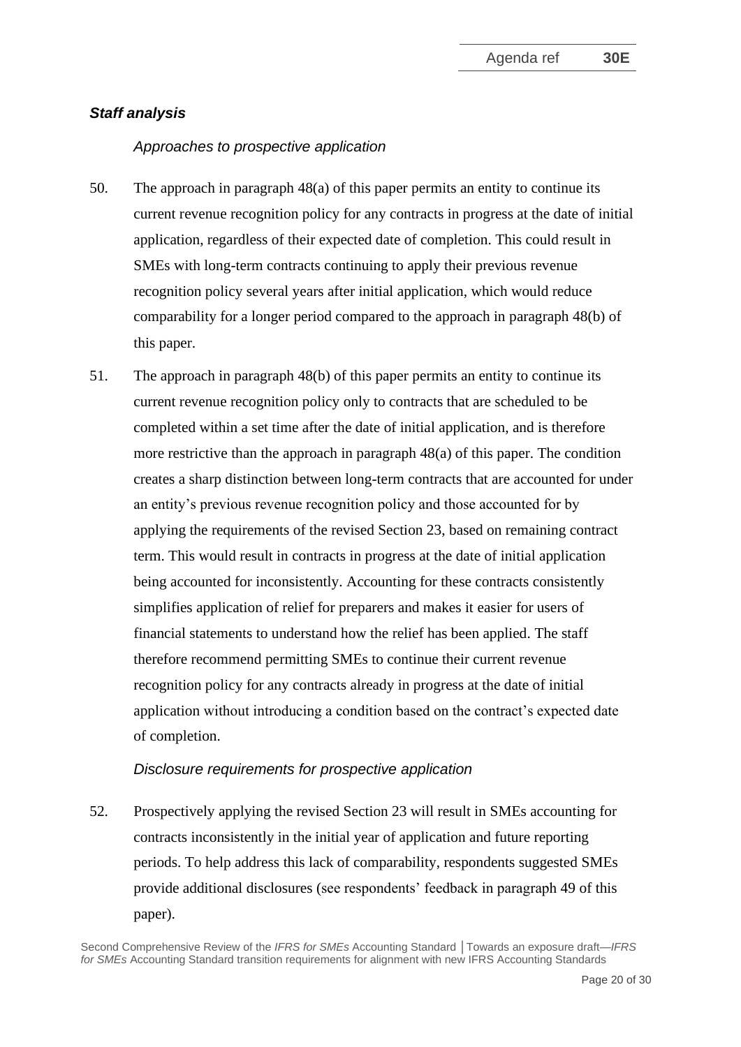### *Staff analysis*

*Approaches to prospective application*

50. The approach in paragraph 48(a) of this paper permits an entity to continue its current revenue recognition policy for any contracts in progress at the date of initial application, regardless of their expected date of completion. This could result in SMEs with long-term contracts continuing to apply their previous revenue recognition policy several years after initial application, which would reduce comparability for a longer period compared to the approach in paragraph 48(b) of this paper.

51. The approach in paragraph 48(b) of this paper permits an entity to continue its current revenue recognition policy only to contracts that are scheduled to be completed within a set time after the date of initial application, and is therefore more restrictive than the approach in paragraph 48(a) of this paper. The condition creates a sharp distinction between long-term contracts that are accounted for under an entity's previous revenue recognition policy and those accounted for by applying the requirements of the revised Section 23, based on remaining contract term. This would result in contracts in progress at the date of initial application being accounted for inconsistently. Accounting for these contracts consistently simplifies application of relief for preparers and makes it easier for users of financial statements to understand how the relief has been applied. The staff therefore recommend permitting SMEs to continue their current revenue recognition policy for any contracts already in progress at the date of initial application without introducing a condition based on the contract's expected date of completion.

*Disclosure requirements for prospective application*

52. Prospectively applying the revised Section 23 will result in SMEs accounting for contracts inconsistently in the initial year of application and future reporting periods. To help address this lack of comparability, respondents suggested SMEs provide additional disclosures (see respondents' feedback in paragraph 49 of this paper).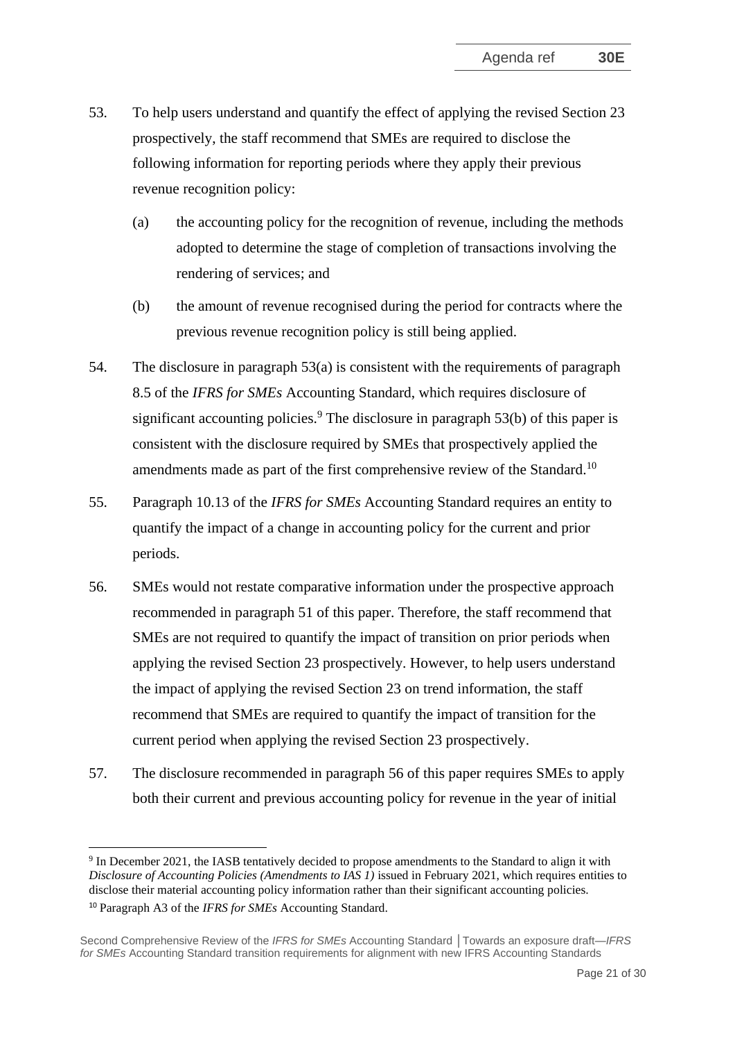53. To help users understand and quantify the effect of applying the revised Section 23 prospectively, the staff recommend that SMEs are required to disclose the following information for reporting periods where they apply their previous revenue recognition policy:

    (a) the accounting policy for the recognition of revenue, including the methods adopted to determine the stage of completion of transactions involving the rendering of services; and

    (b) the amount of revenue recognised during the period for contracts where the previous revenue recognition policy is still being applied.

54. The disclosure in paragraph 53(a) is consistent with the requirements of paragraph 8.5 of the *IFRS for SMEs* Accounting Standard, which requires disclosure of significant accounting policies.[9] The disclosure in paragraph 53(b) of this paper is consistent with the disclosure required by SMEs that prospectively applied the amendments made as part of the first comprehensive review of the Standard.[10]

55. Paragraph 10.13 of the *IFRS for SMEs* Accounting Standard requires an entity to quantify the impact of a change in accounting policy for the current and prior periods.

56. SMEs would not restate comparative information under the prospective approach recommended in paragraph 51 of this paper. Therefore, the staff recommend that SMEs are not required to quantify the impact of transition on prior periods when applying the revised Section 23 prospectively. However, to help users understand the impact of applying the revised Section 23 on trend information, the staff recommend that SMEs are required to quantify the impact of transition for the current period when applying the revised Section 23 prospectively.

57. The disclosure recommended in paragraph 56 of this paper requires SMEs to apply both their current and previous accounting policy for revenue in the year of initial

---

[9] In December 2021, the IASB tentatively decided to propose amendments to the Standard to align it with *Disclosure of Accounting Policies (Amendments to IAS 1)* issued in February 2021, which requires entities to disclose their material accounting policy information rather than their significant accounting policies.

[10] Paragraph A3 of the *IFRS for SMEs* Accounting Standard.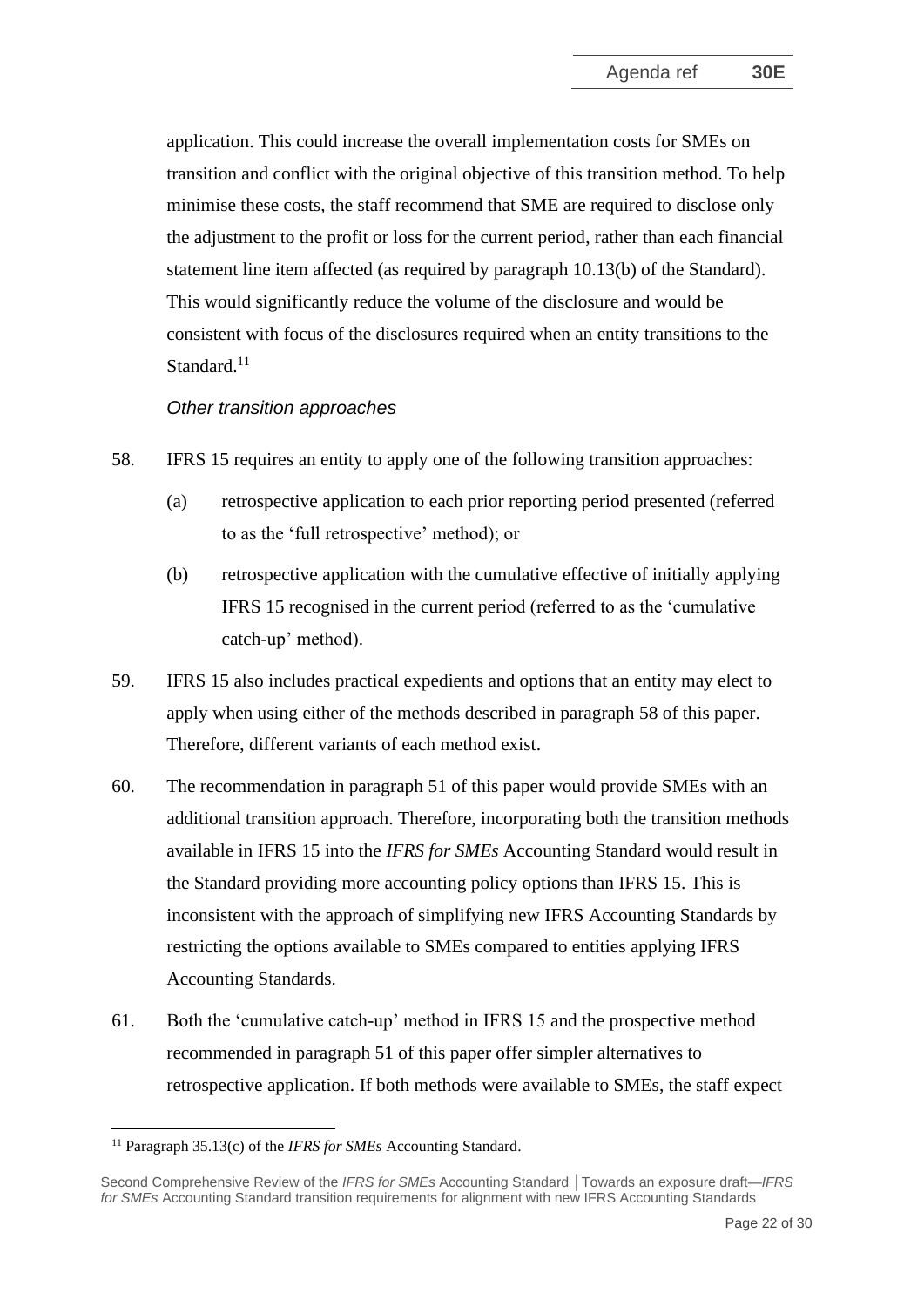application. This could increase the overall implementation costs for SMEs on transition and conflict with the original objective of this transition method. To help minimise these costs, the staff recommend that SME are required to disclose only the adjustment to the profit or loss for the current period, rather than each financial statement line item affected (as required by paragraph 10.13(b) of the Standard). This would significantly reduce the volume of the disclosure and would be consistent with focus of the disclosures required when an entity transitions to the Standard.[11]

*Other transition approaches*

58. IFRS 15 requires an entity to apply one of the following transition approaches:

    (a) retrospective application to each prior reporting period presented (referred to as the 'full retrospective' method); or

    (b) retrospective application with the cumulative effective of initially applying IFRS 15 recognised in the current period (referred to as the 'cumulative catch-up' method).

59. IFRS 15 also includes practical expedients and options that an entity may elect to apply when using either of the methods described in paragraph 58 of this paper. Therefore, different variants of each method exist.

60. The recommendation in paragraph 51 of this paper would provide SMEs with an additional transition approach. Therefore, incorporating both the transition methods available in IFRS 15 into the *IFRS for SMEs* Accounting Standard would result in the Standard providing more accounting policy options than IFRS 15. This is inconsistent with the approach of simplifying new IFRS Accounting Standards by restricting the options available to SMEs compared to entities applying IFRS Accounting Standards.

61. Both the 'cumulative catch-up' method in IFRS 15 and the prospective method recommended in paragraph 51 of this paper offer simpler alternatives to retrospective application. If both methods were available to SMEs, the staff expect

[11] Paragraph 35.13(c) of the *IFRS for SMEs* Accounting Standard.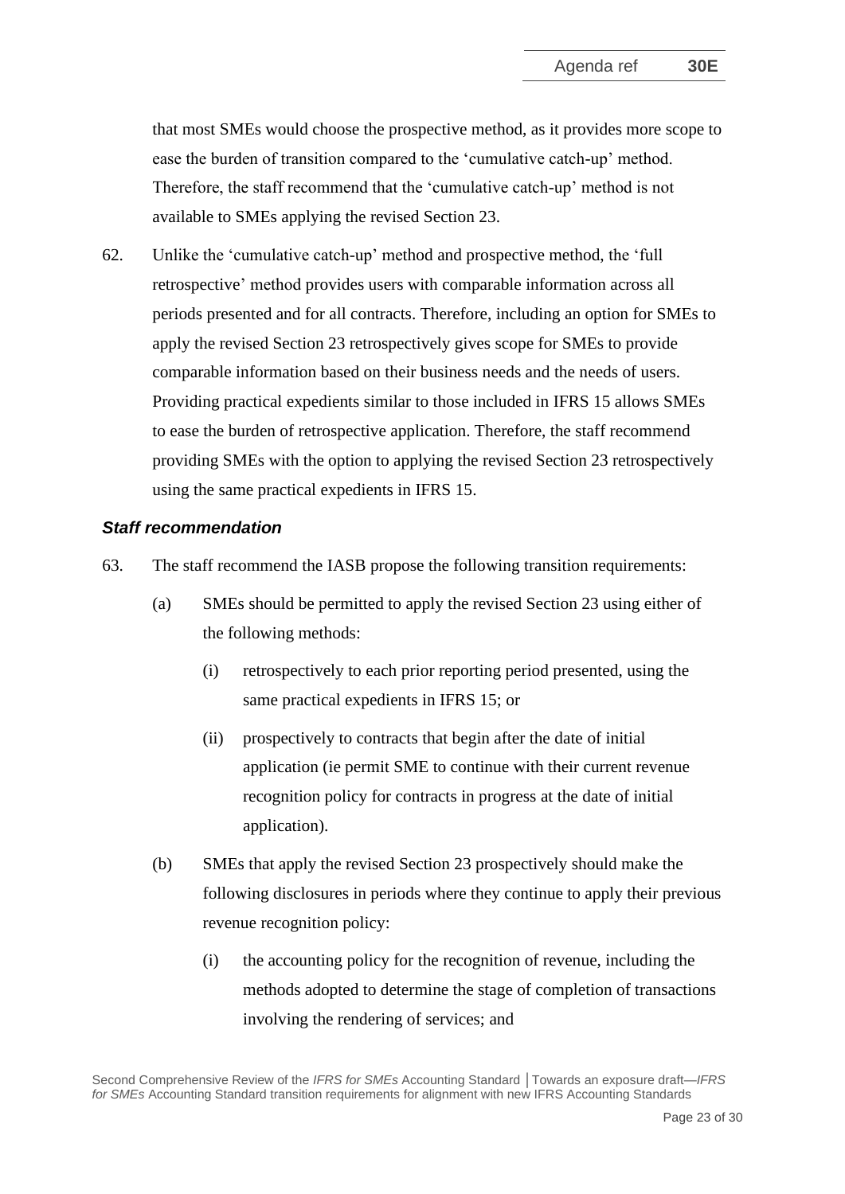that most SMEs would choose the prospective method, as it provides more scope to ease the burden of transition compared to the 'cumulative catch-up' method. Therefore, the staff recommend that the 'cumulative catch-up' method is not available to SMEs applying the revised Section 23.

62. Unlike the 'cumulative catch-up' method and prospective method, the 'full retrospective' method provides users with comparable information across all periods presented and for all contracts. Therefore, including an option for SMEs to apply the revised Section 23 retrospectively gives scope for SMEs to provide comparable information based on their business needs and the needs of users. Providing practical expedients similar to those included in IFRS 15 allows SMEs to ease the burden of retrospective application. Therefore, the staff recommend providing SMEs with the option to applying the revised Section 23 retrospectively using the same practical expedients in IFRS 15.

### *Staff recommendation*

63. The staff recommend the IASB propose the following transition requirements:

    (a) SMEs should be permitted to apply the revised Section 23 using either of the following methods:

        (i) retrospectively to each prior reporting period presented, using the same practical expedients in IFRS 15; or

        (ii) prospectively to contracts that begin after the date of initial application (ie permit SME to continue with their current revenue recognition policy for contracts in progress at the date of initial application).

    (b) SMEs that apply the revised Section 23 prospectively should make the following disclosures in periods where they continue to apply their previous revenue recognition policy:

        (i) the accounting policy for the recognition of revenue, including the methods adopted to determine the stage of completion of transactions involving the rendering of services; and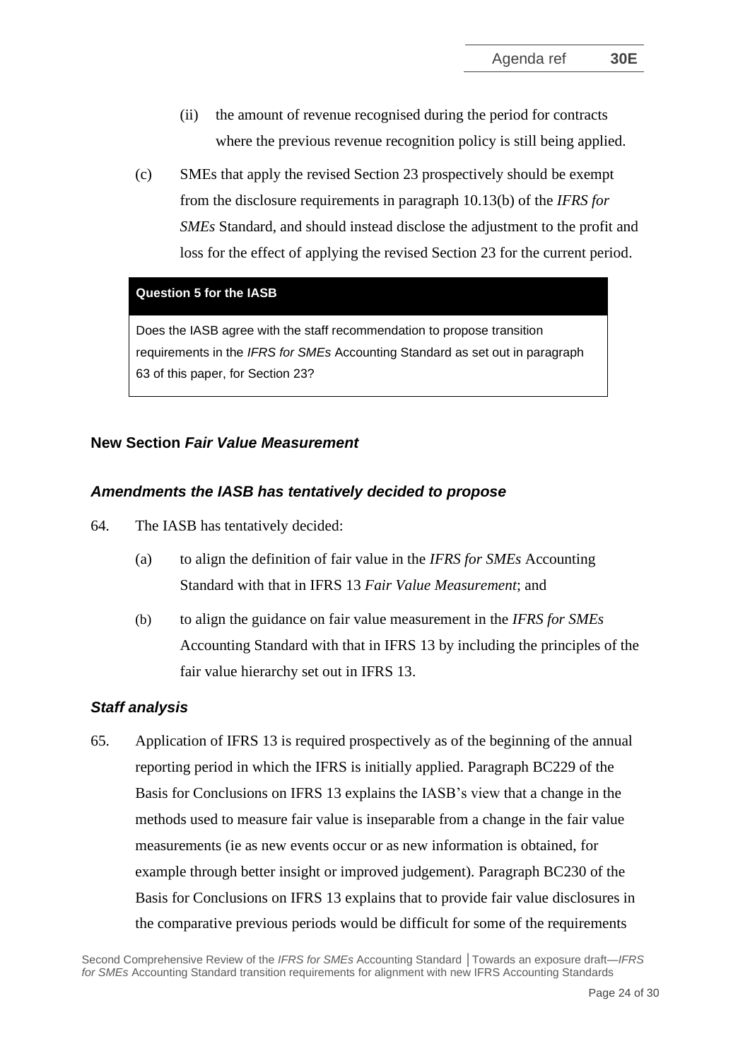(ii) the amount of revenue recognised during the period for contracts where the previous revenue recognition policy is still being applied.

(c) SMEs that apply the revised Section 23 prospectively should be exempt from the disclosure requirements in paragraph 10.13(b) of the *IFRS for SMEs* Standard, and should instead disclose the adjustment to the profit and loss for the effect of applying the revised Section 23 for the current period.

| **Question 5 for the IASB** |
| --- |
| Does the IASB agree with the staff recommendation to propose transition requirements in the *IFRS for SMEs* Accounting Standard as set out in paragraph 63 of this paper, for Section 23? |

## New Section *Fair Value Measurement*

### *Amendments the IASB has tentatively decided to propose*

64. The IASB has tentatively decided:

    (a) to align the definition of fair value in the *IFRS for SMEs* Accounting Standard with that in IFRS 13 *Fair Value Measurement*; and

    (b) to align the guidance on fair value measurement in the *IFRS for SMEs* Accounting Standard with that in IFRS 13 by including the principles of the fair value hierarchy set out in IFRS 13.

### *Staff analysis*

65. Application of IFRS 13 is required prospectively as of the beginning of the annual reporting period in which the IFRS is initially applied. Paragraph BC229 of the Basis for Conclusions on IFRS 13 explains the IASB's view that a change in the methods used to measure fair value is inseparable from a change in the fair value measurements (ie as new events occur or as new information is obtained, for example through better insight or improved judgement). Paragraph BC230 of the Basis for Conclusions on IFRS 13 explains that to provide fair value disclosures in the comparative previous periods would be difficult for some of the requirements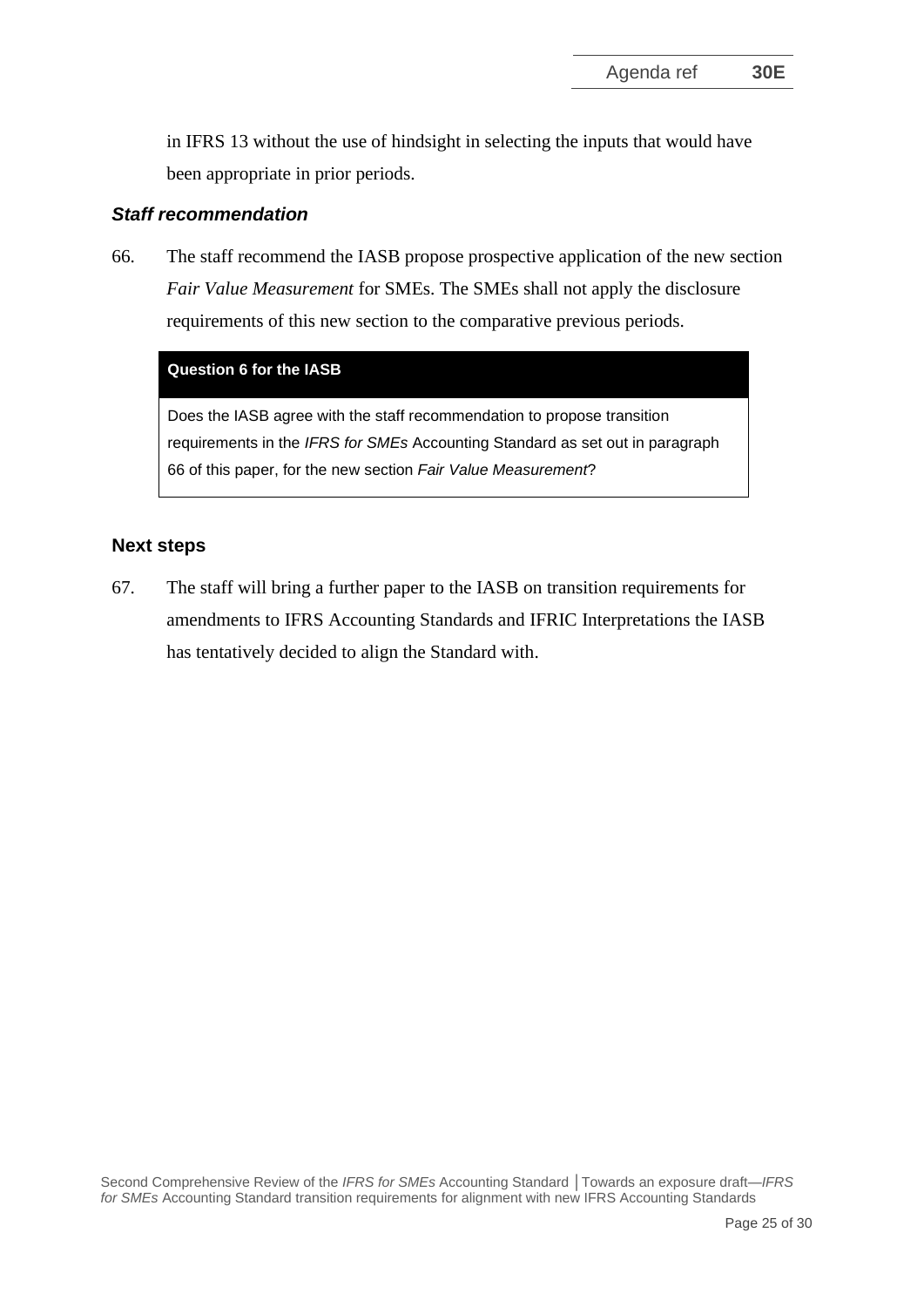in IFRS 13 without the use of hindsight in selecting the inputs that would have been appropriate in prior periods.

### *Staff recommendation*

66. The staff recommend the IASB propose prospective application of the new section *Fair Value Measurement* for SMEs. The SMEs shall not apply the disclosure requirements of this new section to the comparative previous periods.

> **Question 6 for the IASB**
>
> Does the IASB agree with the staff recommendation to propose transition requirements in the *IFRS for SMEs* Accounting Standard as set out in paragraph 66 of this paper, for the new section *Fair Value Measurement*?

## Next steps

67. The staff will bring a further paper to the IASB on transition requirements for amendments to IFRS Accounting Standards and IFRIC Interpretations the IASB has tentatively decided to align the Standard with.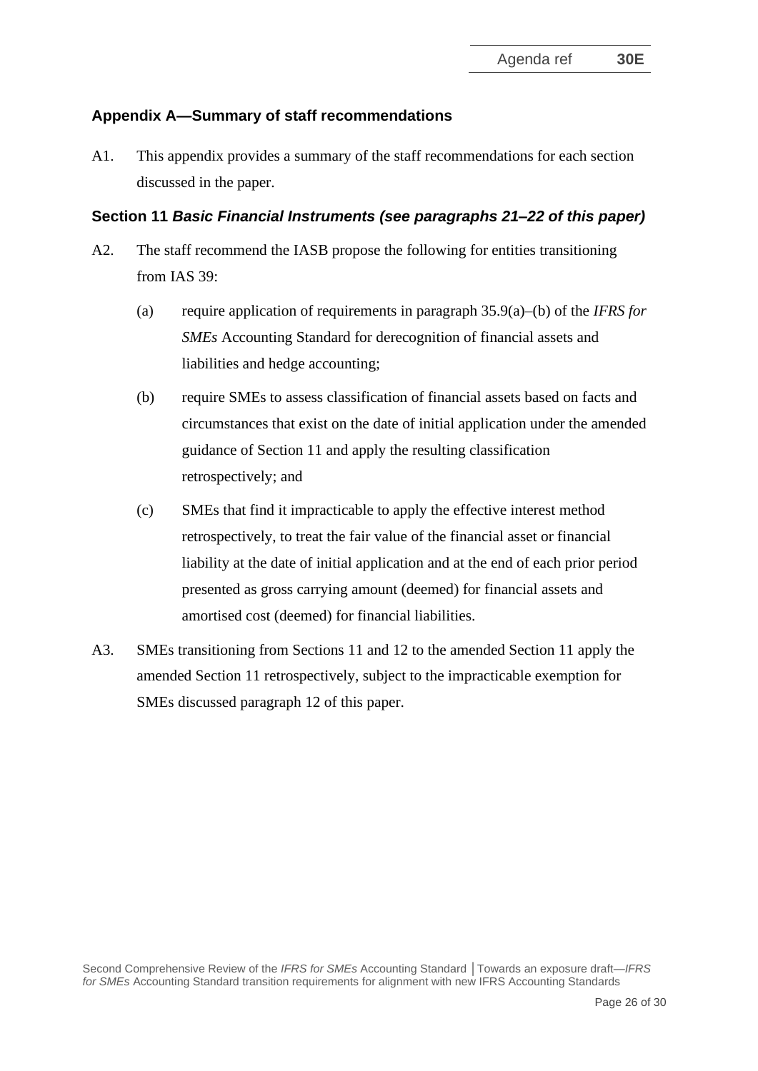## Appendix A—Summary of staff recommendations

A1. This appendix provides a summary of the staff recommendations for each section discussed in the paper.

### Section 11 *Basic Financial Instruments (see paragraphs 21–22 of this paper)*

A2. The staff recommend the IASB propose the following for entities transitioning from IAS 39:

(a) require application of requirements in paragraph 35.9(a)–(b) of the *IFRS for SMEs* Accounting Standard for derecognition of financial assets and liabilities and hedge accounting;

(b) require SMEs to assess classification of financial assets based on facts and circumstances that exist on the date of initial application under the amended guidance of Section 11 and apply the resulting classification retrospectively; and

(c) SMEs that find it impracticable to apply the effective interest method retrospectively, to treat the fair value of the financial asset or financial liability at the date of initial application and at the end of each prior period presented as gross carrying amount (deemed) for financial assets and amortised cost (deemed) for financial liabilities.

A3. SMEs transitioning from Sections 11 and 12 to the amended Section 11 apply the amended Section 11 retrospectively, subject to the impracticable exemption for SMEs discussed paragraph 12 of this paper.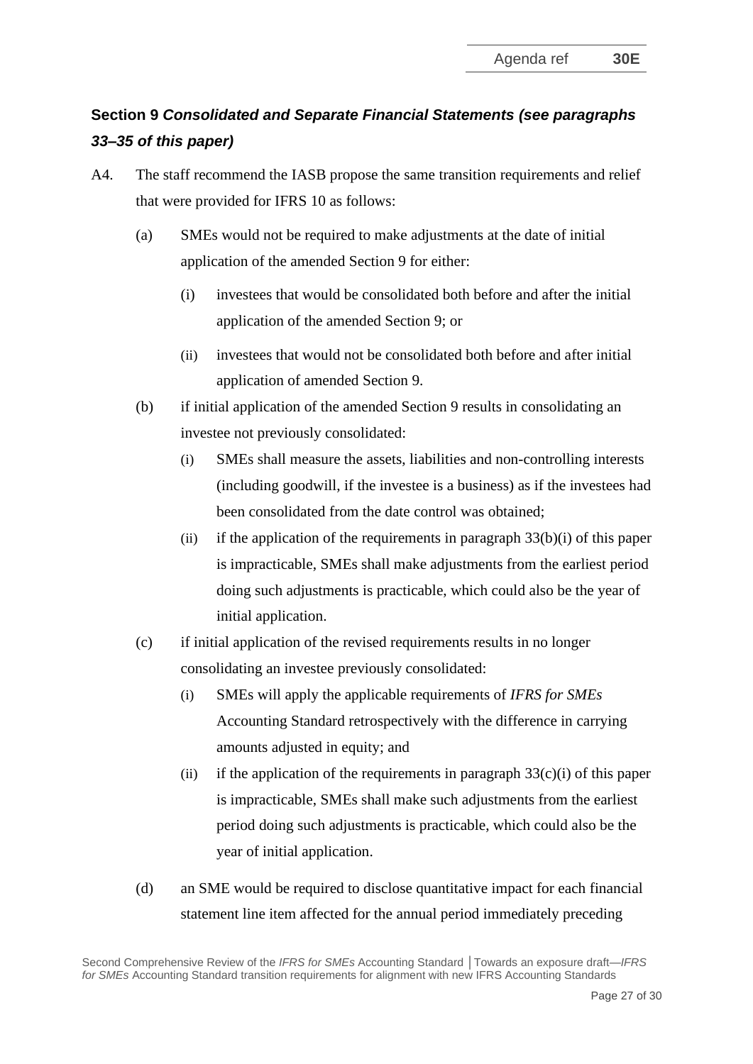## Section 9 *Consolidated and Separate Financial Statements (see paragraphs 33–35 of this paper)*

A4. The staff recommend the IASB propose the same transition requirements and relief that were provided for IFRS 10 as follows:

(a) SMEs would not be required to make adjustments at the date of initial application of the amended Section 9 for either:

  (i) investees that would be consolidated both before and after the initial application of the amended Section 9; or

  (ii) investees that would not be consolidated both before and after initial application of amended Section 9.

(b) if initial application of the amended Section 9 results in consolidating an investee not previously consolidated:

  (i) SMEs shall measure the assets, liabilities and non-controlling interests (including goodwill, if the investee is a business) as if the investees had been consolidated from the date control was obtained;

  (ii) if the application of the requirements in paragraph 33(b)(i) of this paper is impracticable, SMEs shall make adjustments from the earliest period doing such adjustments is practicable, which could also be the year of initial application.

(c) if initial application of the revised requirements results in no longer consolidating an investee previously consolidated:

  (i) SMEs will apply the applicable requirements of *IFRS for SMEs* Accounting Standard retrospectively with the difference in carrying amounts adjusted in equity; and

  (ii) if the application of the requirements in paragraph 33(c)(i) of this paper is impracticable, SMEs shall make such adjustments from the earliest period doing such adjustments is practicable, which could also be the year of initial application.

(d) an SME would be required to disclose quantitative impact for each financial statement line item affected for the annual period immediately preceding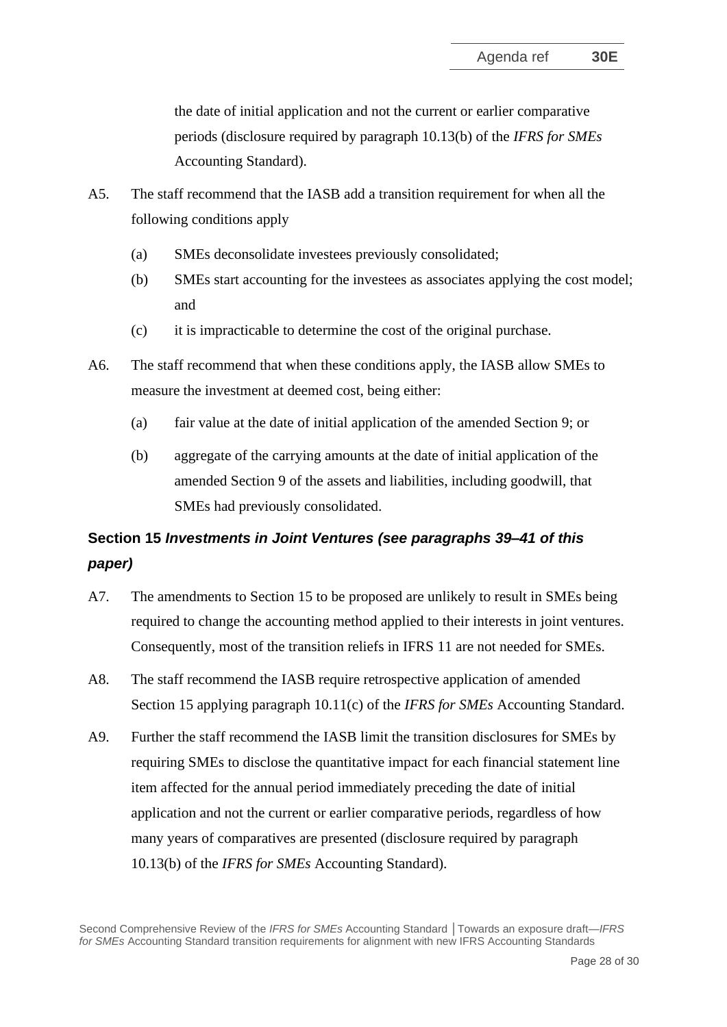the date of initial application and not the current or earlier comparative periods (disclosure required by paragraph 10.13(b) of the *IFRS for SMEs* Accounting Standard).

A5. The staff recommend that the IASB add a transition requirement for when all the following conditions apply

(a) SMEs deconsolidate investees previously consolidated;

(b) SMEs start accounting for the investees as associates applying the cost model; and

(c) it is impracticable to determine the cost of the original purchase.

A6. The staff recommend that when these conditions apply, the IASB allow SMEs to measure the investment at deemed cost, being either:

(a) fair value at the date of initial application of the amended Section 9; or

(b) aggregate of the carrying amounts at the date of initial application of the amended Section 9 of the assets and liabilities, including goodwill, that SMEs had previously consolidated.

### Section 15 *Investments in Joint Ventures (see paragraphs 39–41 of this paper)*

A7. The amendments to Section 15 to be proposed are unlikely to result in SMEs being required to change the accounting method applied to their interests in joint ventures. Consequently, most of the transition reliefs in IFRS 11 are not needed for SMEs.

A8. The staff recommend the IASB require retrospective application of amended Section 15 applying paragraph 10.11(c) of the *IFRS for SMEs* Accounting Standard.

A9. Further the staff recommend the IASB limit the transition disclosures for SMEs by requiring SMEs to disclose the quantitative impact for each financial statement line item affected for the annual period immediately preceding the date of initial application and not the current or earlier comparative periods, regardless of how many years of comparatives are presented (disclosure required by paragraph 10.13(b) of the *IFRS for SMEs* Accounting Standard).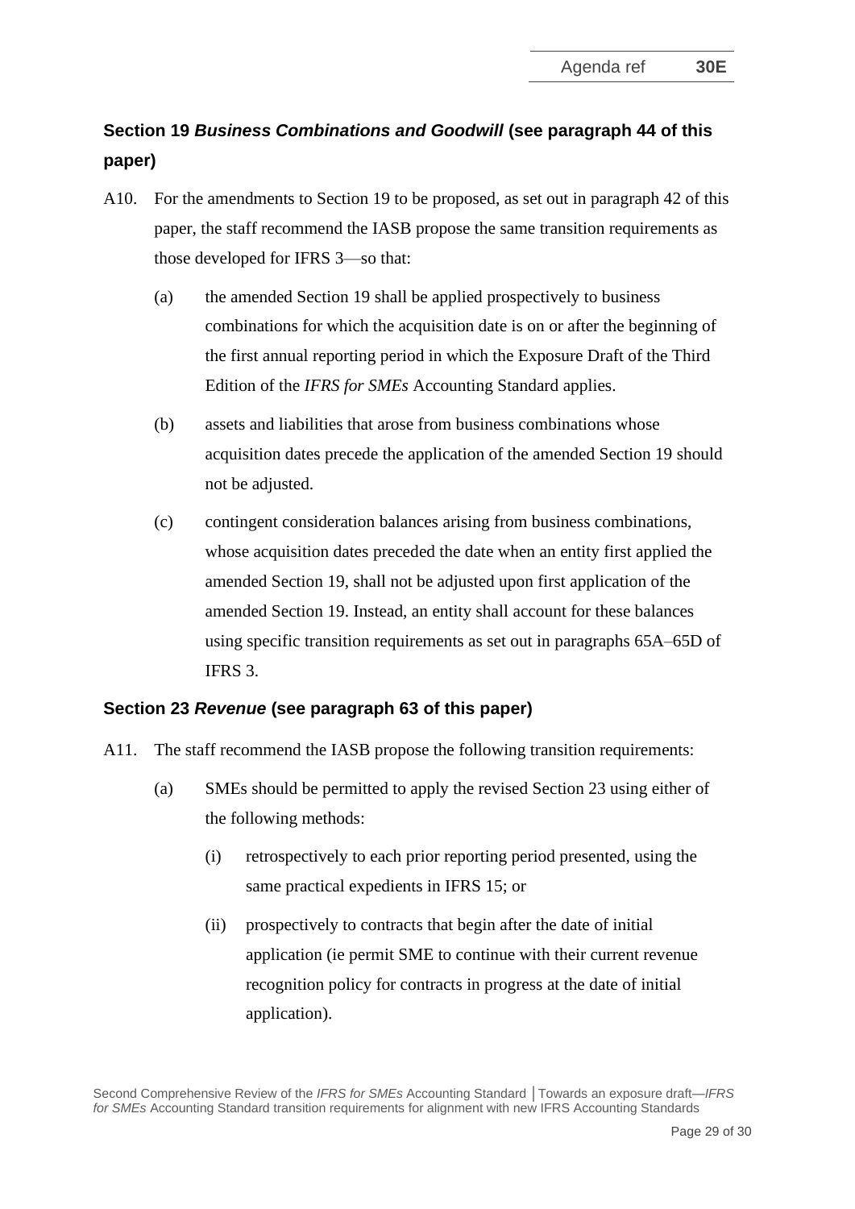### Section 19 *Business Combinations and Goodwill* (see paragraph 44 of this paper)

A10. For the amendments to Section 19 to be proposed, as set out in paragraph 42 of this paper, the staff recommend the IASB propose the same transition requirements as those developed for IFRS 3—so that:

(a) the amended Section 19 shall be applied prospectively to business combinations for which the acquisition date is on or after the beginning of the first annual reporting period in which the Exposure Draft of the Third Edition of the *IFRS for SMEs* Accounting Standard applies.

(b) assets and liabilities that arose from business combinations whose acquisition dates precede the application of the amended Section 19 should not be adjusted.

(c) contingent consideration balances arising from business combinations, whose acquisition dates preceded the date when an entity first applied the amended Section 19, shall not be adjusted upon first application of the amended Section 19. Instead, an entity shall account for these balances using specific transition requirements as set out in paragraphs 65A–65D of IFRS 3.

### Section 23 *Revenue* (see paragraph 63 of this paper)

A11. The staff recommend the IASB propose the following transition requirements:

(a) SMEs should be permitted to apply the revised Section 23 using either of the following methods:

(i) retrospectively to each prior reporting period presented, using the same practical expedients in IFRS 15; or

(ii) prospectively to contracts that begin after the date of initial application (ie permit SME to continue with their current revenue recognition policy for contracts in progress at the date of initial application).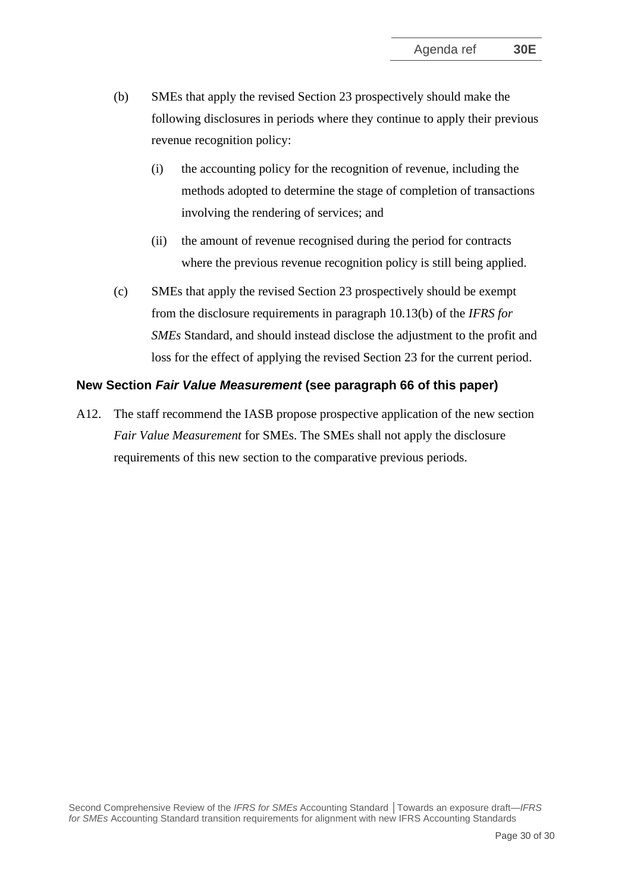(b) SMEs that apply the revised Section 23 prospectively should make the following disclosures in periods where they continue to apply their previous revenue recognition policy:

   (i) the accounting policy for the recognition of revenue, including the methods adopted to determine the stage of completion of transactions involving the rendering of services; and

   (ii) the amount of revenue recognised during the period for contracts where the previous revenue recognition policy is still being applied.

(c) SMEs that apply the revised Section 23 prospectively should be exempt from the disclosure requirements in paragraph 10.13(b) of the *IFRS for SMEs* Standard, and should instead disclose the adjustment to the profit and loss for the effect of applying the revised Section 23 for the current period.

### New Section *Fair Value Measurement* (see paragraph 66 of this paper)

A12. The staff recommend the IASB propose prospective application of the new section *Fair Value Measurement* for SMEs. The SMEs shall not apply the disclosure requirements of this new section to the comparative previous periods.